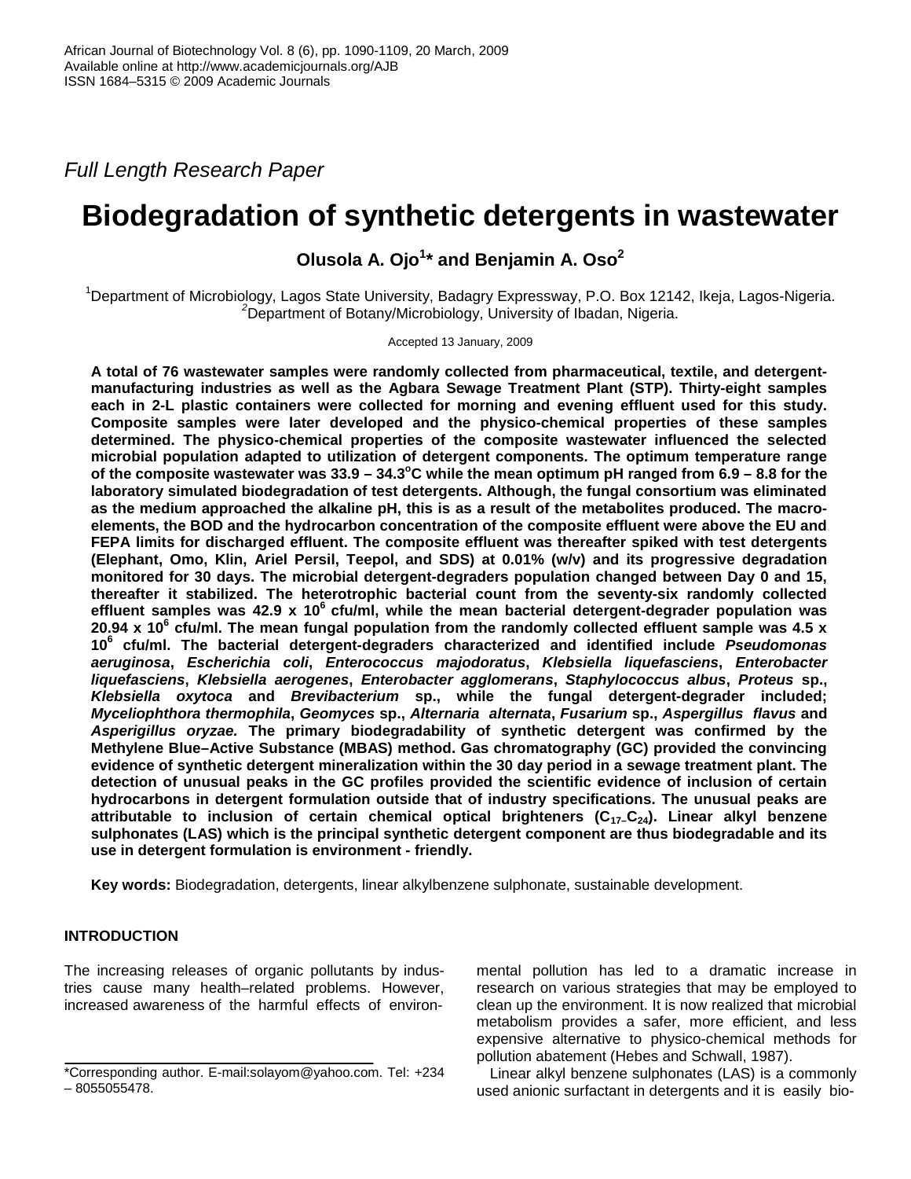*Full Length Research Paper*

# Biodegradation of synthetic detergents in wastewater

**Olusola A. Ojo[1]* and Benjamin A. Oso[2]**

[1]Department of Microbiology, Lagos State University, Badagry Expressway, P.O. Box 12142, Ikeja, Lagos-Nigeria.
[2]Department of Botany/Microbiology, University of Ibadan, Nigeria.

Accepted 13 January, 2009

**A total of 76 wastewater samples were randomly collected from pharmaceutical, textile, and detergent-manufacturing industries as well as the Agbara Sewage Treatment Plant (STP). Thirty-eight samples each in 2-L plastic containers were collected for morning and evening effluent used for this study. Composite samples were later developed and the physico-chemical properties of these samples determined. The physico-chemical properties of the composite wastewater influenced the selected microbial population adapted to utilization of detergent components. The optimum temperature range of the composite wastewater was 33.9 – 34.3°C while the mean optimum pH ranged from 6.9 – 8.8 for the laboratory simulated biodegradation of test detergents. Although, the fungal consortium was eliminated as the medium approached the alkaline pH, this is as a result of the metabolites produced. The macro-elements, the BOD and the hydrocarbon concentration of the composite effluent were above the EU and FEPA limits for discharged effluent. The composite effluent was thereafter spiked with test detergents (Elephant, Omo, Klin, Ariel Persil, Teepol, and SDS) at 0.01% (w/v) and its progressive degradation monitored for 30 days. The microbial detergent-degraders population changed between Day 0 and 15, thereafter it stabilized. The heterotrophic bacterial count from the seventy-six randomly collected effluent samples was 42.9 x $10^6$ cfu/ml, while the mean bacterial detergent-degrader population was 20.94 x $10^6$ cfu/ml. The mean fungal population from the randomly collected effluent sample was 4.5 x $10^6$ cfu/ml. The bacterial detergent-degraders characterized and identified include *Pseudomonas aeruginosa*, *Escherichia coli*, *Enterococcus majodoratus*, *Klebsiella liquefasciens*, *Enterobacter liquefasciens*, *Klebsiella aerogenes*, *Enterobacter agglomerans*, *Staphylococcus albus*, *Proteus* sp., *Klebsiella oxytoca* and *Brevibacterium* sp., while the fungal detergent-degrader included; *Myceliophthora thermophila*, *Geomyces* sp., *Alternaria alternata*, *Fusarium* sp., *Aspergillus flavus* and *Asperigillus oryzae.* The primary biodegradability of synthetic detergent was confirmed by the Methylene Blue–Active Substance (MBAS) method. Gas chromatography (GC) provided the convincing evidence of synthetic detergent mineralization within the 30 day period in a sewage treatment plant. The detection of unusual peaks in the GC profiles provided the scientific evidence of inclusion of certain hydrocarbons in detergent formulation outside that of industry specifications. The unusual peaks are attributable to inclusion of certain chemical optical brighteners ($C_{17}$–$C_{24}$). Linear alkyl benzene sulphonates (LAS) which is the principal synthetic detergent component are thus biodegradable and its use in detergent formulation is environment - friendly.**

**Key words:** Biodegradation, detergents, linear alkylbenzene sulphonate, sustainable development.

## INTRODUCTION

The increasing releases of organic pollutants by industries cause many health–related problems. However, increased awareness of the harmful effects of environmental pollution has led to a dramatic increase in research on various strategies that may be employed to clean up the environment. It is now realized that microbial metabolism provides a safer, more efficient, and less expensive alternative to physico-chemical methods for pollution abatement (Hebes and Schwall, 1987).

Linear alkyl benzene sulphonates (LAS) is a commonly used anionic surfactant in detergents and it is easily bio-

*Corresponding author. E-mail:solayom@yahoo.com. Tel: +234 – 8055055478.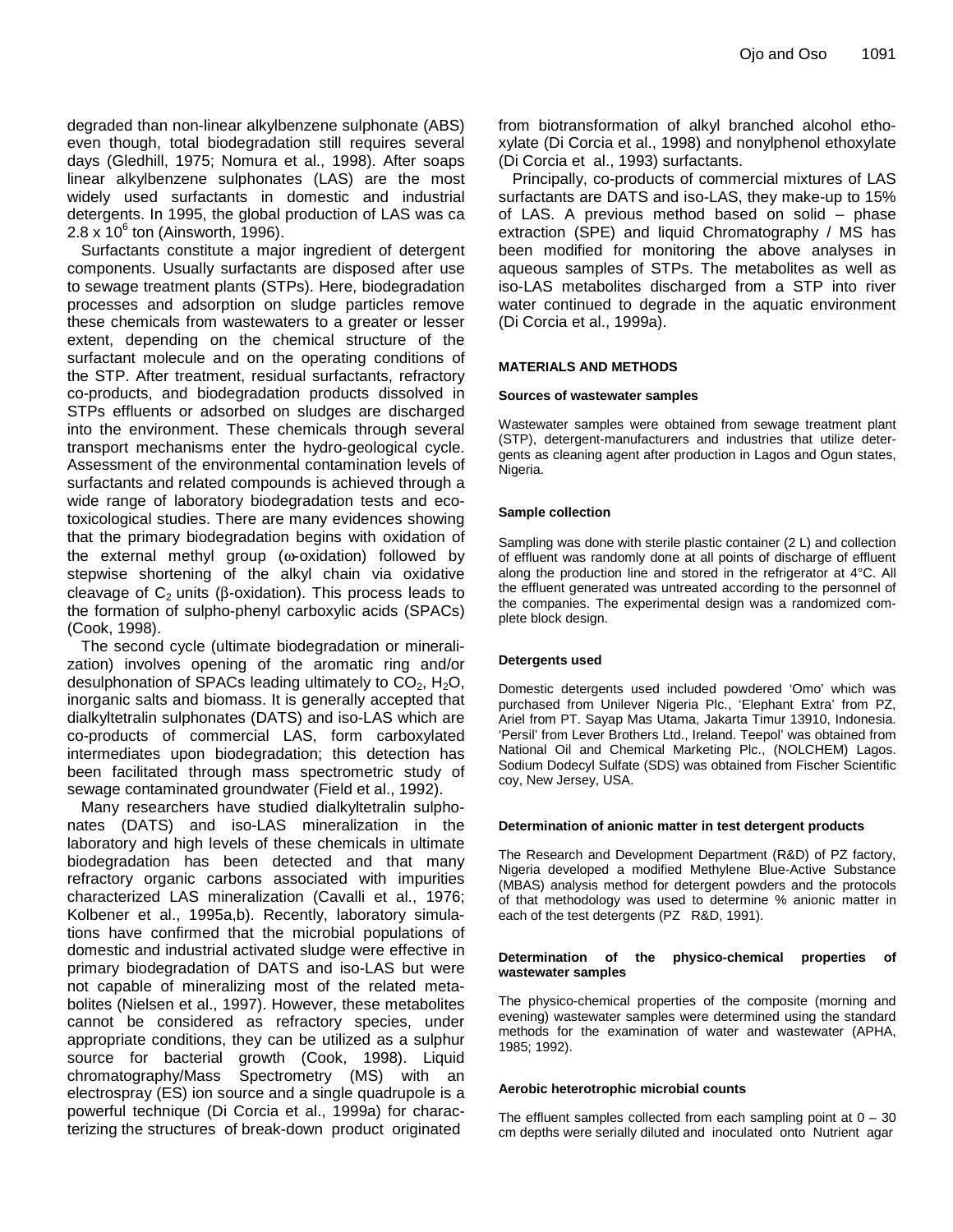degraded than non-linear alkylbenzene sulphonate (ABS) even though, total biodegradation still requires several days (Gledhill, 1975; Nomura et al., 1998). After soaps linear alkylbenzene sulphonates (LAS) are the most widely used surfactants in domestic and industrial detergents. In 1995, the global production of LAS was ca $2.8 \times 10^6$ ton (Ainsworth, 1996).

Surfactants constitute a major ingredient of detergent components. Usually surfactants are disposed after use to sewage treatment plants (STPs). Here, biodegradation processes and adsorption on sludge particles remove these chemicals from wastewaters to a greater or lesser extent, depending on the chemical structure of the surfactant molecule and on the operating conditions of the STP. After treatment, residual surfactants, refractory co-products, and biodegradation products dissolved in STPs effluents or adsorbed on sludges are discharged into the environment. These chemicals through several transport mechanisms enter the hydro-geological cycle. Assessment of the environmental contamination levels of surfactants and related compounds is achieved through a wide range of laboratory biodegradation tests and eco-toxicological studies. There are many evidences showing that the primary biodegradation begins with oxidation of the external methyl group ($\omega$-oxidation) followed by stepwise shortening of the alkyl chain via oxidative cleavage of $C_2$ units ($\beta$-oxidation). This process leads to the formation of sulpho-phenyl carboxylic acids (SPACs) (Cook, 1998).

The second cycle (ultimate biodegradation or mineralization) involves opening of the aromatic ring and/or desulphonation of SPACs leading ultimately to $CO_2$, $H_2O$, inorganic salts and biomass. It is generally accepted that dialkyltetralin sulphonates (DATS) and iso-LAS which are co-products of commercial LAS, form carboxylated intermediates upon biodegradation; this detection has been facilitated through mass spectrometric study of sewage contaminated groundwater (Field et al., 1992).

Many researchers have studied dialkyltetralin sulphonates (DATS) and iso-LAS mineralization in the laboratory and high levels of these chemicals in ultimate biodegradation has been detected and that many refractory organic carbons associated with impurities characterized LAS mineralization (Cavalli et al., 1976; Kolbener et al., 1995a,b). Recently, laboratory simulations have confirmed that the microbial populations of domestic and industrial activated sludge were effective in primary biodegradation of DATS and iso-LAS but were not capable of mineralizing most of the related metabolites (Nielsen et al., 1997). However, these metabolites cannot be considered as refractory species, under appropriate conditions, they can be utilized as a sulphur source for bacterial growth (Cook, 1998). Liquid chromatography/Mass Spectrometry (MS) with an electrospray (ES) ion source and a single quadrupole is a powerful technique (Di Corcia et al., 1999a) for characterizing the structures of break-down product originated from biotransformation of alkyl branched alcohol ethoxylate (Di Corcia et al., 1998) and nonylphenol ethoxylate (Di Corcia et al., 1993) surfactants.

Principally, co-products of commercial mixtures of LAS surfactants are DATS and iso-LAS, they make-up to 15% of LAS. A previous method based on solid – phase extraction (SPE) and liquid Chromatography / MS has been modified for monitoring the above analyses in aqueous samples of STPs. The metabolites as well as iso-LAS metabolites discharged from a STP into river water continued to degrade in the aquatic environment (Di Corcia et al., 1999a).

## MATERIALS AND METHODS

### Sources of wastewater samples

Wastewater samples were obtained from sewage treatment plant (STP), detergent-manufacturers and industries that utilize detergents as cleaning agent after production in Lagos and Ogun states, Nigeria.

### Sample collection

Sampling was done with sterile plastic container (2 L) and collection of effluent was randomly done at all points of discharge of effluent along the production line and stored in the refrigerator at 4°C. All the effluent generated was untreated according to the personnel of the companies. The experimental design was a randomized complete block design.

### Detergents used

Domestic detergents used included powdered 'Omo' which was purchased from Unilever Nigeria Plc., 'Elephant Extra' from PZ, Ariel from PT. Sayap Mas Utama, Jakarta Timur 13910, Indonesia. 'Persil' from Lever Brothers Ltd., Ireland. Teepol' was obtained from National Oil and Chemical Marketing Plc., (NOLCHEM) Lagos. Sodium Dodecyl Sulfate (SDS) was obtained from Fischer Scientific coy, New Jersey, USA.

### Determination of anionic matter in test detergent products

The Research and Development Department (R&D) of PZ factory, Nigeria developed a modified Methylene Blue-Active Substance (MBAS) analysis method for detergent powders and the protocols of that methodology was used to determine % anionic matter in each of the test detergents (PZ R&D, 1991).

### Determination of the physico-chemical properties of wastewater samples

The physico-chemical properties of the composite (morning and evening) wastewater samples were determined using the standard methods for the examination of water and wastewater (APHA, 1985; 1992).

### Aerobic heterotrophic microbial counts

The effluent samples collected from each sampling point at 0 – 30 cm depths were serially diluted and inoculated onto Nutrient agar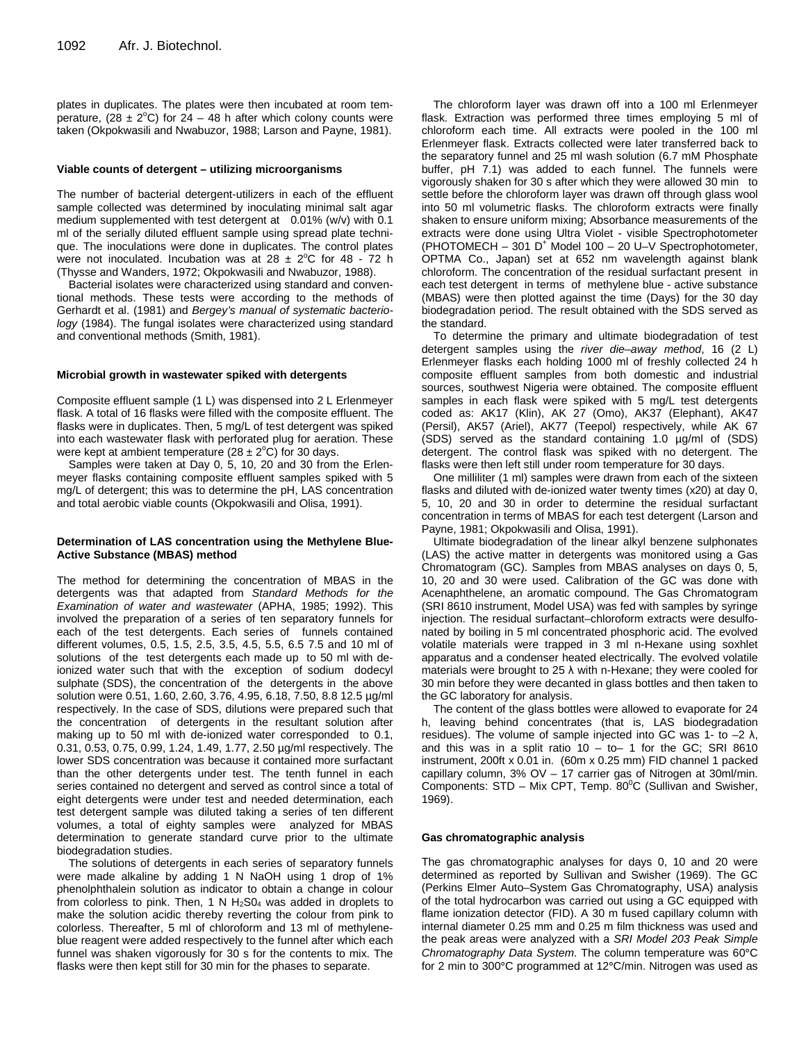plates in duplicates. The plates were then incubated at room temperature, ($28 \pm 2^oC$) for 24 – 48 h after which colony counts were taken (Okpokwasili and Nwabuzor, 1988; Larson and Payne, 1981).

### Viable counts of detergent – utilizing microorganisms

The number of bacterial detergent-utilizers in each of the effluent sample collected was determined by inoculating minimal salt agar medium supplemented with test detergent at 0.01% (w/v) with 0.1 ml of the serially diluted effluent sample using spread plate technique. The inoculations were done in duplicates. The control plates were not inoculated. Incubation was at $28 \pm 2^oC$ for 48 - 72 h (Thysse and Wanders, 1972; Okpokwasili and Nwabuzor, 1988).

Bacterial isolates were characterized using standard and conventional methods. These tests were according to the methods of Gerhardt et al. (1981) and *Bergey's manual of systematic bacteriology* (1984). The fungal isolates were characterized using standard and conventional methods (Smith, 1981).

### Microbial growth in wastewater spiked with detergents

Composite effluent sample (1 L) was dispensed into 2 L Erlenmeyer flask. A total of 16 flasks were filled with the composite effluent. The flasks were in duplicates. Then, 5 mg/L of test detergent was spiked into each wastewater flask with perforated plug for aeration. These were kept at ambient temperature ($28 \pm 2^oC$) for 30 days.

Samples were taken at Day 0, 5, 10, 20 and 30 from the Erlenmeyer flasks containing composite effluent samples spiked with 5 mg/L of detergent; this was to determine the pH, LAS concentration and total aerobic viable counts (Okpokwasili and Olisa, 1991).

### Determination of LAS concentration using the Methylene Blue-Active Substance (MBAS) method

The method for determining the concentration of MBAS in the detergents was that adapted from *Standard Methods for the Examination of water and wastewater* (APHA, 1985; 1992). This involved the preparation of a series of ten separatory funnels for each of the test detergents. Each series of funnels contained different volumes, 0.5, 1.5, 2.5, 3.5, 4.5, 5.5, 6.5 7.5 and 10 ml of solutions of the test detergents each made up to 50 ml with de-ionized water such that with the exception of sodium dodecyl sulphate (SDS), the concentration of the detergents in the above solution were 0.51, 1.60, 2.60, 3.76, 4.95, 6.18, 7.50, 8.8 12.5 µg/ml respectively. In the case of SDS, dilutions were prepared such that the concentration of detergents in the resultant solution after making up to 50 ml with de-ionized water corresponded to 0.1, 0.31, 0.53, 0.75, 0.99, 1.24, 1.49, 1.77, 2.50 µg/ml respectively. The lower SDS concentration was because it contained more surfactant than the other detergents under test. The tenth funnel in each series contained no detergent and served as control since a total of eight detergents were under test and needed determination, each test detergent sample was diluted taking a series of ten different volumes, a total of eighty samples were analyzed for MBAS determination to generate standard curve prior to the ultimate biodegradation studies.

The solutions of detergents in each series of separatory funnels were made alkaline by adding 1 N NaOH using 1 drop of 1% phenolphthalein solution as indicator to obtain a change in colour from colorless to pink. Then, 1 N $H_2SO_4$ was added in droplets to make the solution acidic thereby reverting the colour from pink to colorless. Thereafter, 5 ml of chloroform and 13 ml of methylene-blue reagent were added respectively to the funnel after which each funnel was shaken vigorously for 30 s for the contents to mix. The flasks were then kept still for 30 min for the phases to separate.

The chloroform layer was drawn off into a 100 ml Erlenmeyer flask. Extraction was performed three times employing 5 ml of chloroform each time. All extracts were pooled in the 100 ml Erlenmeyer flask. Extracts collected were later transferred back to the separatory funnel and 25 ml wash solution (6.7 mM Phosphate buffer, pH 7.1) was added to each funnel. The funnels were vigorously shaken for 30 s after which they were allowed 30 min to settle before the chloroform layer was drawn off through glass wool into 50 ml volumetric flasks. The chloroform extracts were finally shaken to ensure uniform mixing; Absorbance measurements of the extracts were done using Ultra Violet - visible Spectrophotometer (PHOTOMECH – 301 $D^+$ Model 100 – 20 U–V Spectrophotometer, OPTMA Co., Japan) set at 652 nm wavelength against blank chloroform. The concentration of the residual surfactant present in each test detergent in terms of methylene blue - active substance (MBAS) were then plotted against the time (Days) for the 30 day biodegradation period. The result obtained with the SDS served as the standard.

To determine the primary and ultimate biodegradation of test detergent samples using the *river die–away method*, 16 (2 L) Erlenmeyer flasks each holding 1000 ml of freshly collected 24 h composite effluent samples from both domestic and industrial sources, southwest Nigeria were obtained. The composite effluent samples in each flask were spiked with 5 mg/L test detergents coded as: AK17 (Klin), AK 27 (Omo), AK37 (Elephant), AK47 (Persil), AK57 (Ariel), AK77 (Teepol) respectively, while AK 67 (SDS) served as the standard containing 1.0 µg/ml of (SDS) detergent. The control flask was spiked with no detergent. The flasks were then left still under room temperature for 30 days.

One milliliter (1 ml) samples were drawn from each of the sixteen flasks and diluted with de-ionized water twenty times (x20) at day 0, 5, 10, 20 and 30 in order to determine the residual surfactant concentration in terms of MBAS for each test detergent (Larson and Payne, 1981; Okpokwasili and Olisa, 1991).

Ultimate biodegradation of the linear alkyl benzene sulphonates (LAS) the active matter in detergents was monitored using a Gas Chromatogram (GC). Samples from MBAS analyses on days 0, 5, 10, 20 and 30 were used. Calibration of the GC was done with Acenaphthelene, an aromatic compound. The Gas Chromatogram (SRI 8610 instrument, Model USA) was fed with samples by syringe injection. The residual surfactant–chloroform extracts were desulfonated by boiling in 5 ml concentrated phosphoric acid. The evolved volatile materials were trapped in 3 ml n-Hexane using soxhlet apparatus and a condenser heated electrically. The evolved volatile materials were brought to 25 λ with n-Hexane; they were cooled for 30 min before they were decanted in glass bottles and then taken to the GC laboratory for analysis.

The content of the glass bottles were allowed to evaporate for 24 h, leaving behind concentrates (that is, LAS biodegradation residues). The volume of sample injected into GC was 1- to –2 λ, and this was in a split ratio 10 – to– 1 for the GC; SRI 8610 instrument, 200ft x 0.01 in. (60m x 0.25 mm) FID channel 1 packed capillary column, 3% OV – 17 carrier gas of Nitrogen at 30ml/min. Components: STD – Mix CPT, Temp. $80^0C$ (Sullivan and Swisher, 1969).

### Gas chromatographic analysis

The gas chromatographic analyses for days 0, 10 and 20 were determined as reported by Sullivan and Swisher (1969). The GC (Perkins Elmer Auto–System Gas Chromatography, USA) analysis of the total hydrocarbon was carried out using a GC equipped with flame ionization detector (FID). A 30 m fused capillary column with internal diameter 0.25 mm and 0.25 m film thickness was used and the peak areas were analyzed with a *SRI Model 203 Peak Simple Chromatography Data System*. The column temperature was 60°C for 2 min to 300°C programmed at 12°C/min. Nitrogen was used as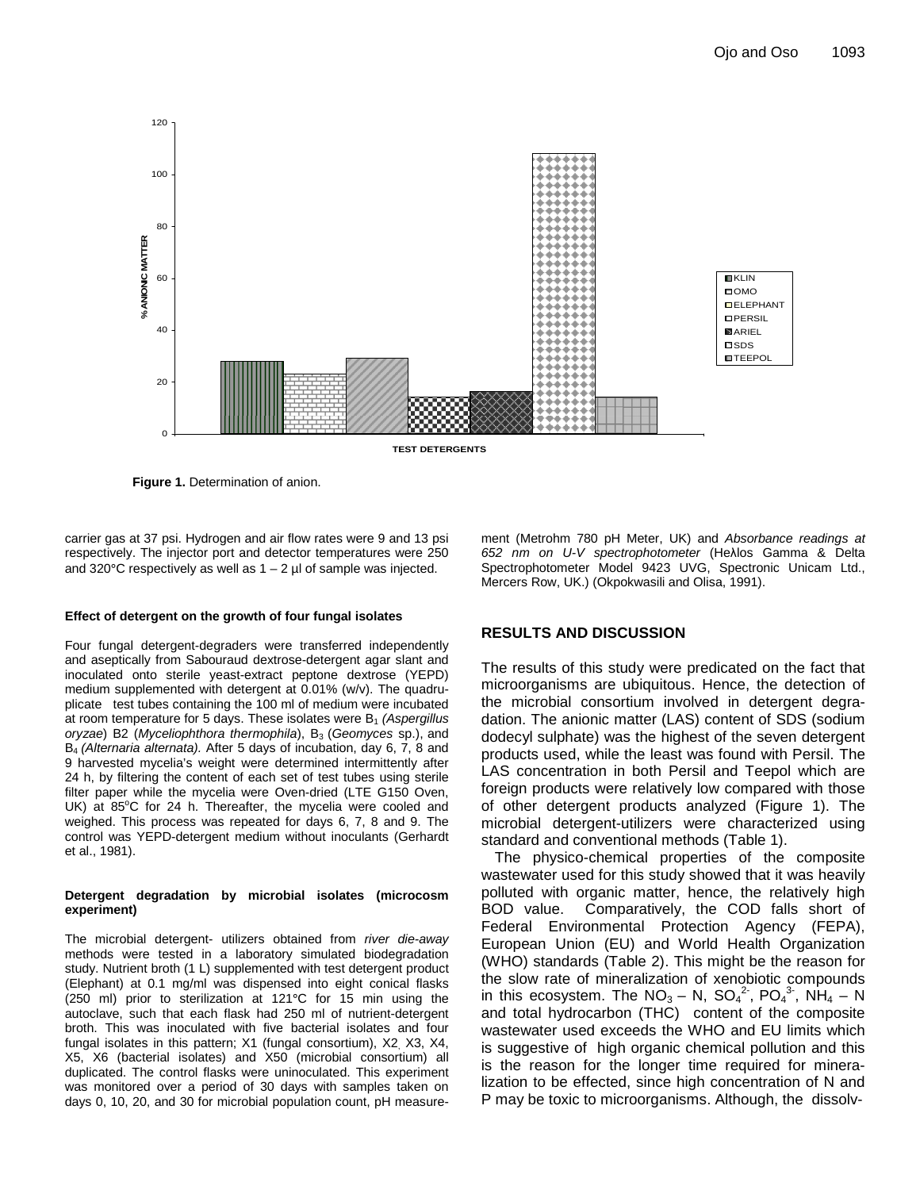**Figure 1.** Determination of anion.

carrier gas at 37 psi. Hydrogen and air flow rates were 9 and 13 psi respectively. The injector port and detector temperatures were 250 and 320°C respectively as well as 1 – 2 µl of sample was injected.

#### Effect of detergent on the growth of four fungal isolates

Four fungal detergent-degraders were transferred independently and aseptically from Sabouraud dextrose-detergent agar slant and inoculated onto sterile yeast-extract peptone dextrose (YEPD) medium supplemented with detergent at 0.01% (w/v). The quadruplicate test tubes containing the 100 ml of medium were incubated at room temperature for 5 days. These isolates were $B_1$ *(Aspergillus oryzae*) B2 (*Myceliophthora thermophila*), $B_3$ (*Geomyces* sp.), and $B_4$ *(Alternaria alternata).* After 5 days of incubation, day 6, 7, 8 and 9 harvested mycelia's weight were determined intermittently after 24 h, by filtering the content of each set of test tubes using sterile filter paper while the mycelia were Oven-dried (LTE G150 Oven, UK) at 85°C for 24 h. Thereafter, the mycelia were cooled and weighed. This process was repeated for days 6, 7, 8 and 9. The control was YEPD-detergent medium without inoculants (Gerhardt et al., 1981).

#### Detergent degradation by microbial isolates (microcosm experiment)

The microbial detergent- utilizers obtained from *river die-away* methods were tested in a laboratory simulated biodegradation study. Nutrient broth (1 L) supplemented with test detergent product (Elephant) at 0.1 mg/ml was dispensed into eight conical flasks (250 ml) prior to sterilization at 121°C for 15 min using the autoclave, such that each flask had 250 ml of nutrient-detergent broth. This was inoculated with five bacterial isolates and four fungal isolates in this pattern; X1 (fungal consortium), X2, X3, X4, X5, X6 (bacterial isolates) and X50 (microbial consortium) all duplicated. The control flasks were uninoculated. This experiment was monitored over a period of 30 days with samples taken on days 0, 10, 20, and 30 for microbial population count, pH measurement (Metrohm 780 pH Meter, UK) and *Absorbance readings at 652 nm on U-V spectrophotometer* (Heλlos Gamma & Delta Spectrophotometer Model 9423 UVG, Spectronic Unicam Ltd., Mercers Row, UK.) (Okpokwasili and Olisa, 1991).

## RESULTS AND DISCUSSION

The results of this study were predicated on the fact that microorganisms are ubiquitous. Hence, the detection of the microbial consortium involved in detergent degradation. The anionic matter (LAS) content of SDS (sodium dodecyl sulphate) was the highest of the seven detergent products used, while the least was found with Persil. The LAS concentration in both Persil and Teepol which are foreign products were relatively low compared with those of other detergent products analyzed (Figure 1). The microbial detergent-utilizers were characterized using standard and conventional methods (Table 1).

The physico-chemical properties of the composite wastewater used for this study showed that it was heavily polluted with organic matter, hence, the relatively high BOD value. Comparatively, the COD falls short of Federal Environmental Protection Agency (FEPA), European Union (EU) and World Health Organization (WHO) standards (Table 2). This might be the reason for the slow rate of mineralization of xenobiotic compounds in this ecosystem. The $NO_3 – N$, $SO_4^{2-}$, $PO_4^{3-}$, $NH_4 – N$ and total hydrocarbon (THC) content of the composite wastewater used exceeds the WHO and EU limits which is suggestive of high organic chemical pollution and this is the reason for the longer time required for mineralization to be effected, since high concentration of N and P may be toxic to microorganisms. Although, the dissolv-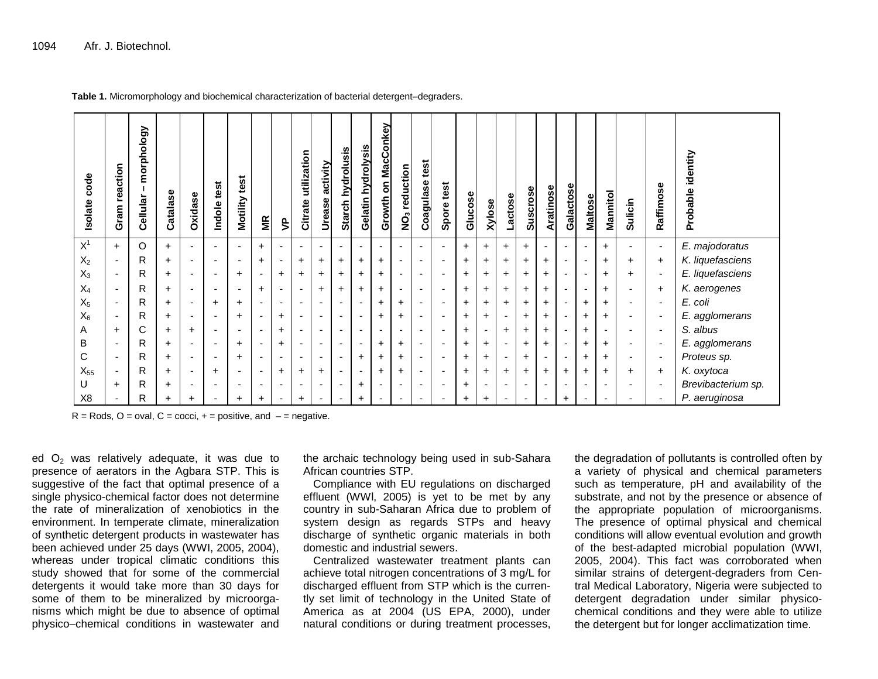**Table 1.** Micromorphology and biochemical characterization of bacterial detergent–degraders.

| Isolate code | Gram reaction | Cellular – morphology | Catalase | Oxidase | Indole test | Motility test | MR | VP | Citrate utilization | Urease activity | Starch hydrolusis | Gelatin hydrolysis | Growth on MacConkey | $NO_3$ reduction | Coagulase test | Spore test | Glucose | Xylose | Lactose | Suscrose | Aratinose | Galactose | Maltose | Mannitol | Sulicin | Raffimose | Probable identity |
|---|---|---|---|---|---|---|---|---|---|---|---|---|---|---|---|---|---|---|---|---|---|---|---|---|---|---|---|
| $X^1$ | + | O | + | - | - | - | + | - | - | - | - | - | - | - | - | - | + | + | + | + | - | - | - | + | - | - | *E. majodoratus* |
| $X_2$ | - | R | + | - | - | - | + | - | + | + | + | + | + | - | - | - | + | + | + | + | + | - | - | + | + | + | *K. liquefasciens* |
| $X_3$ | - | R | + | - | - | + | - | + | + | + | + | + | + | - | - | - | + | + | + | + | + | - | - | + | + | - | *E. liquefasciens* |
| $X_4$ | - | R | + | - | - | - | + | - | - | + | + | + | + | - | - | - | + | + | + | + | + | - | - | + | - | + | *K. aerogenes* |
| $X_5$ | - | R | + | - | + | + | - | - | - | - | - | - | + | + | - | - | + | + | + | + | + | - | + | + | - | - | *E. coli* |
| $X_6$ | - | R | + | - | - | + | - | + | - | - | - | - | + | + | - | - | + | + | - | + | + | - | + | + | - | - | *E. agglomerans* |
| A | + | C | + | + | - | - | - | + | - | - | - | - | - | - | - | - | + | - | + | + | + | - | + | - | - | - | *S. albus* |
| B | - | R | + | - | - | + | - | + | - | - | - | - | + | + | - | - | + | + | - | + | + | - | + | + | - | - | *E. agglomerans* |
| C | - | R | + | - | - | + | - | - | - | - | - | + | + | + | - | - | + | + | - | + | - | - | + | + | - | - | *Proteus sp.* |
| $X_{55}$ | - | R | + | - | + | - | - | + | + | + | - | - | + | + | - | - | + | + | + | + | + | + | + | + | + | + | *K. oxytoca* |
| U | + | R | + | - | - | - | - | - | - | - | - | + | - | - | - | - | + | - | - | - | - | - | - | - | - | - | *Brevibacterium sp.* |
| X8 | - | R | + | + | - | + | + | - | + | - | - | + | - | - | - | - | + | + | - | - | - | + | - | - | - | - | *P. aeruginosa* |

R = Rods, O = oval, C = cocci, + = positive, and – = negative.

ed $O_2$ was relatively adequate, it was due to presence of aerators in the Agbara STP. This is suggestive of the fact that optimal presence of a single physico-chemical factor does not determine the rate of mineralization of xenobiotics in the environment. In temperate climate, mineralization of synthetic detergent products in wastewater has been achieved under 25 days (WWI, 2005, 2004), whereas under tropical climatic conditions this study showed that for some of the commercial detergents it would take more than 30 days for some of them to be mineralized by microorganisms which might be due to absence of optimal physico–chemical conditions in wastewater and the archaic technology being used in sub-Sahara African countries STP.

Compliance with EU regulations on discharged effluent (WWl, 2005) is yet to be met by any country in sub-Saharan Africa due to problem of system design as regards STPs and heavy discharge of synthetic organic materials in both domestic and industrial sewers.

Centralized wastewater treatment plants can achieve total nitrogen concentrations of 3 mg/L for discharged effluent from STP which is the currently set limit of technology in the United State of America as at 2004 (US EPA, 2000), under natural conditions or during treatment processes, the degradation of pollutants is controlled often by a variety of physical and chemical parameters such as temperature, pH and availability of the substrate, and not by the presence or absence of the appropriate population of microorganisms. The presence of optimal physical and chemical conditions will allow eventual evolution and growth of the best-adapted microbial population (WWI, 2005, 2004). This fact was corroborated when similar strains of detergent-degraders from Central Medical Laboratory, Nigeria were subjected to detergent degradation under similar physico-chemical conditions and they were able to utilize the detergent but for longer acclimatization time.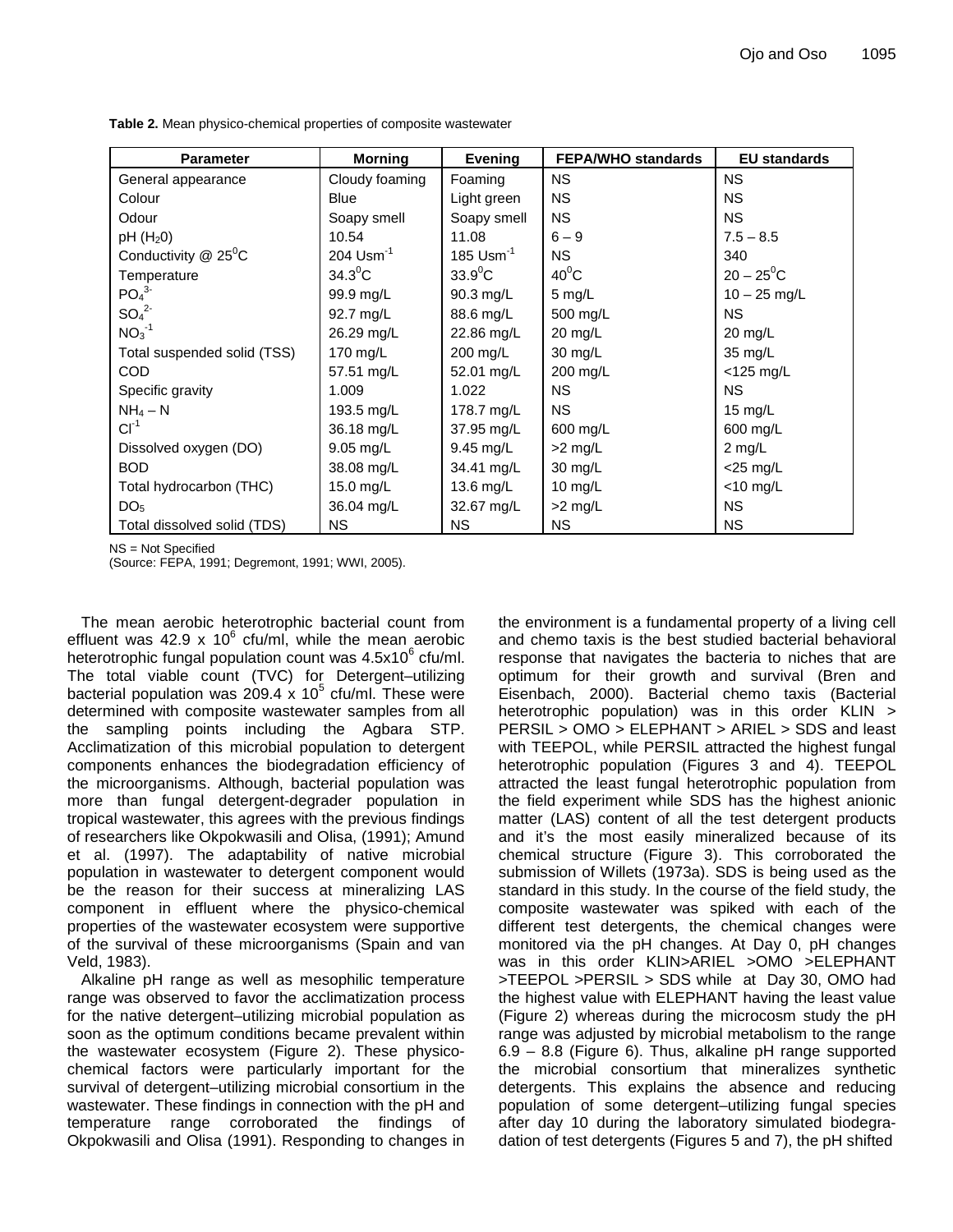**Table 2.** Mean physico-chemical properties of composite wastewater

| Parameter | Morning | Evening | FEPA/WHO standards | EU standards |
|---|---|---|---|---|
| General appearance | Cloudy foaming | Foaming | NS | NS |
| Colour | Blue | Light green | NS | NS |
| Odour | Soapy smell | Soapy smell | NS | NS |
| pH ($H_20$) | 10.54 | 11.08 | 6 – 9 | 7.5 – 8.5 |
| Conductivity @ $25^0C$ | 204 $Usm^{-1}$ | 185 $Usm^{-1}$ | NS | 340 |
| Temperature | $34.3^0C$ | $33.9^0C$ | $40^0C$ | $20 – 25^0C$ |
| $PO_4^{3-}$ | 99.9 mg/L | 90.3 mg/L | 5 mg/L | 10 – 25 mg/L |
| $SO_4^{2-}$ | 92.7 mg/L | 88.6 mg/L | 500 mg/L | NS |
| $NO_3^{-1}$ | 26.29 mg/L | 22.86 mg/L | 20 mg/L | 20 mg/L |
| Total suspended solid (TSS) | 170 mg/L | 200 mg/L | 30 mg/L | 35 mg/L |
| COD | 57.51 mg/L | 52.01 mg/L | 200 mg/L | <125 mg/L |
| Specific gravity | 1.009 | 1.022 | NS | NS |
| $NH_4 – N$ | 193.5 mg/L | 178.7 mg/L | NS | 15 mg/L |
| $Cl^{-1}$ | 36.18 mg/L | 37.95 mg/L | 600 mg/L | 600 mg/L |
| Dissolved oxygen (DO) | 9.05 mg/L | 9.45 mg/L | >2 mg/L | 2 mg/L |
| BOD | 38.08 mg/L | 34.41 mg/L | 30 mg/L | <25 mg/L |
| Total hydrocarbon (THC) | 15.0 mg/L | 13.6 mg/L | 10 mg/L | <10 mg/L |
| $DO_5$ | 36.04 mg/L | 32.67 mg/L | >2 mg/L | NS |
| Total dissolved solid (TDS) | NS | NS | NS | NS |

NS = Not Specified
(Source: FEPA, 1991; Degremont, 1991; WWI, 2005).

The mean aerobic heterotrophic bacterial count from effluent was 42.9 x $10^6$ cfu/ml, while the mean aerobic heterotrophic fungal population count was $4.5x10^6$ cfu/ml. The total viable count (TVC) for Detergent–utilizing bacterial population was 209.4 x $10^5$ cfu/ml. These were determined with composite wastewater samples from all the sampling points including the Agbara STP. Acclimatization of this microbial population to detergent components enhances the biodegradation efficiency of the microorganisms. Although, bacterial population was more than fungal detergent-degrader population in tropical wastewater, this agrees with the previous findings of researchers like Okpokwasili and Olisa, (1991); Amund et al. (1997). The adaptability of native microbial population in wastewater to detergent component would be the reason for their success at mineralizing LAS component in effluent where the physico-chemical properties of the wastewater ecosystem were supportive of the survival of these microorganisms (Spain and van Veld, 1983).

Alkaline pH range as well as mesophilic temperature range was observed to favor the acclimatization process for the native detergent–utilizing microbial population as soon as the optimum conditions became prevalent within the wastewater ecosystem (Figure 2). These physico-chemical factors were particularly important for the survival of detergent–utilizing microbial consortium in the wastewater. These findings in connection with the pH and temperature range corroborated the findings of Okpokwasili and Olisa (1991). Responding to changes in the environment is a fundamental property of a living cell and chemo taxis is the best studied bacterial behavioral response that navigates the bacteria to niches that are optimum for their growth and survival (Bren and Eisenbach, 2000). Bacterial chemo taxis (Bacterial heterotrophic population) was in this order KLIN > PERSIL > OMO > ELEPHANT > ARIEL > SDS and least with TEEPOL, while PERSIL attracted the highest fungal heterotrophic population (Figures 3 and 4). TEEPOL attracted the least fungal heterotrophic population from the field experiment while SDS has the highest anionic matter (LAS) content of all the test detergent products and it's the most easily mineralized because of its chemical structure (Figure 3). This corroborated the submission of Willets (1973a). SDS is being used as the standard in this study. In the course of the field study, the composite wastewater was spiked with each of the different test detergents, the chemical changes were monitored via the pH changes. At Day 0, pH changes was in this order KLIN>ARIEL >OMO >ELEPHANT >TEEPOL >PERSIL > SDS while at Day 30, OMO had the highest value with ELEPHANT having the least value (Figure 2) whereas during the microcosm study the pH range was adjusted by microbial metabolism to the range 6.9 – 8.8 (Figure 6). Thus, alkaline pH range supported the microbial consortium that mineralizes synthetic detergents. This explains the absence and reducing population of some detergent–utilizing fungal species after day 10 during the laboratory simulated biodegradation of test detergents (Figures 5 and 7), the pH shifted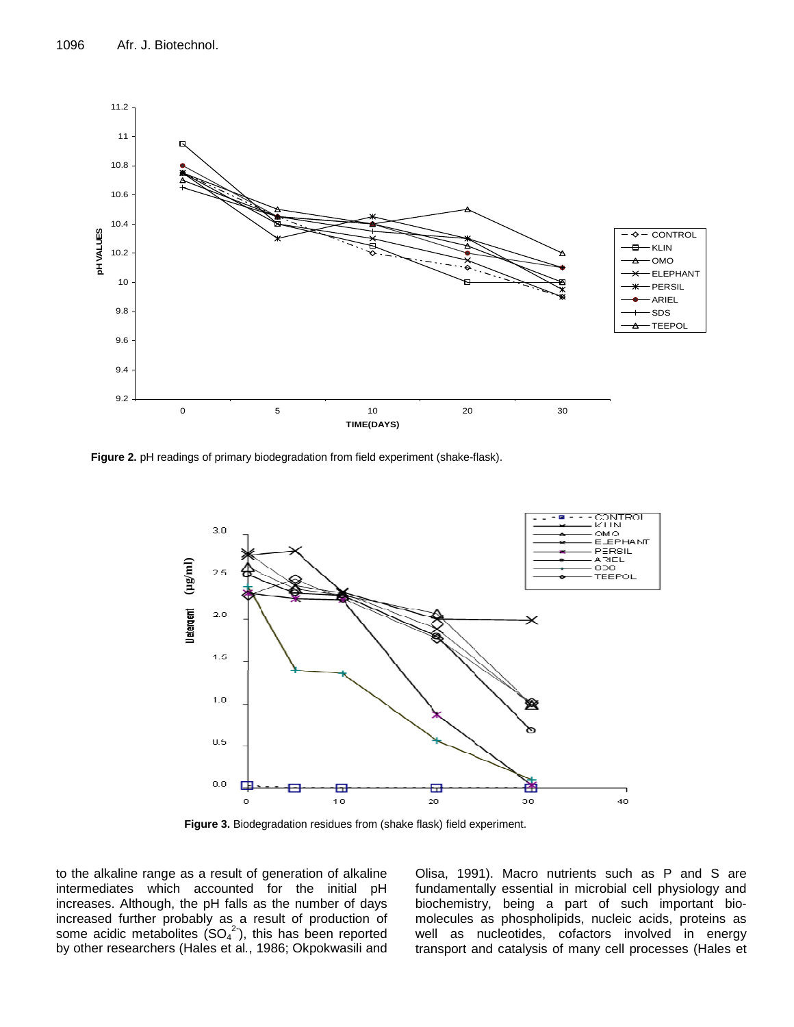Figure 2. pH readings of primary biodegradation from field experiment (shake-flask).

Figure 3. Biodegradation residues from (shake flask) field experiment.

to the alkaline range as a result of generation of alkaline intermediates which accounted for the initial pH increases. Although, the pH falls as the number of days increased further probably as a result of production of some acidic metabolites ($SO_4^{2-}$), this has been reported by other researchers (Hales et al., 1986; Okpokwasili and Olisa, 1991). Macro nutrients such as P and S are fundamentally essential in microbial cell physiology and biochemistry, being a part of such important bio-molecules as phospholipids, nucleic acids, proteins as well as nucleotides, cofactors involved in energy transport and catalysis of many cell processes (Hales et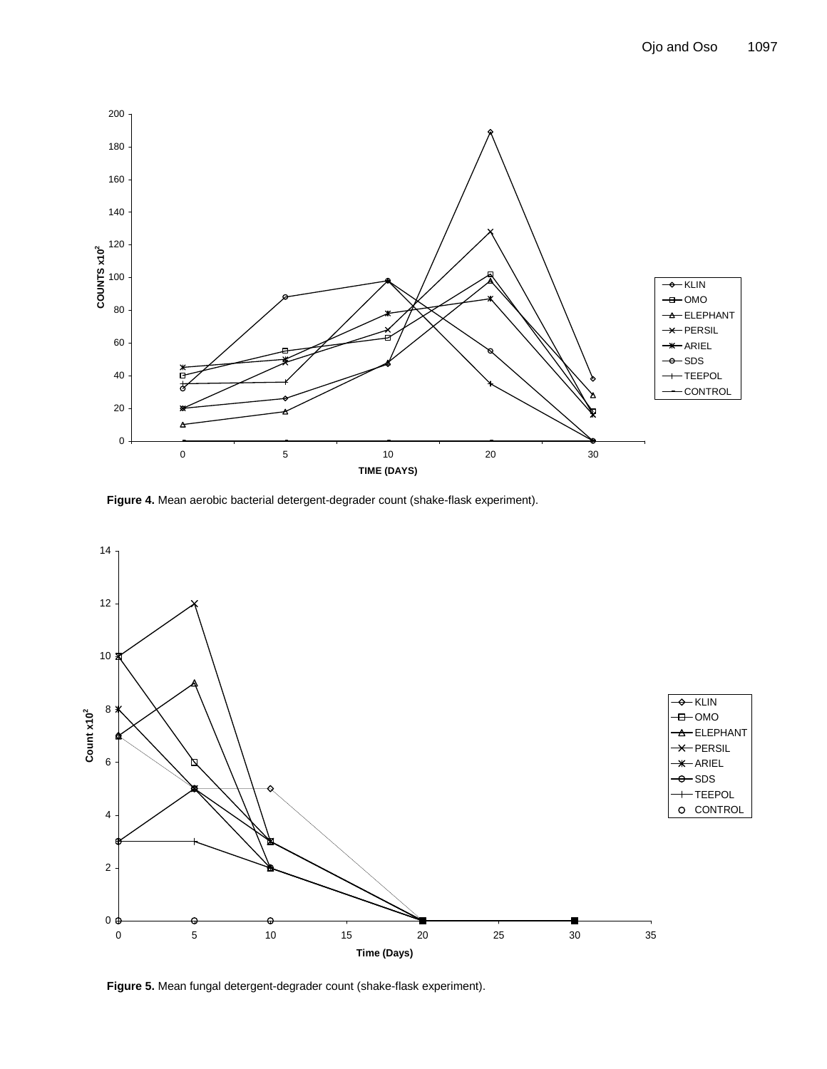**Figure 4.** Mean aerobic bacterial detergent-degrader count (shake-flask experiment).

**Figure 5.** Mean fungal detergent-degrader count (shake-flask experiment).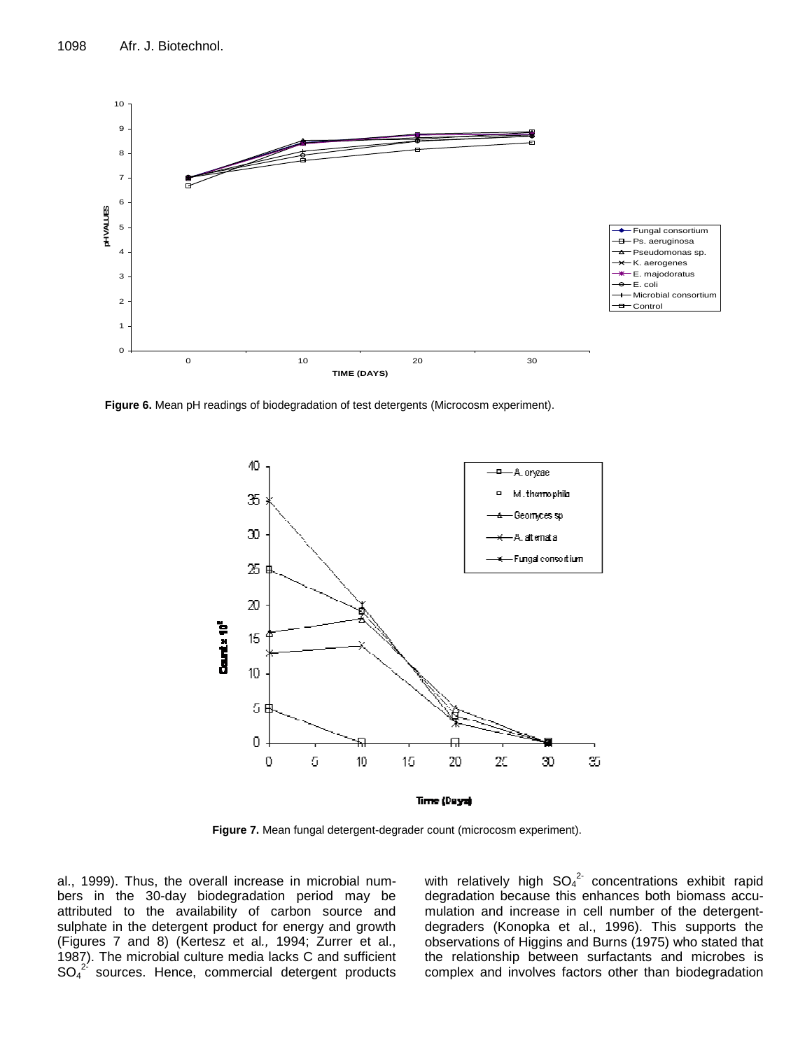**Figure 6.** Mean pH readings of biodegradation of test detergents (Microcosm experiment).

**Figure 7.** Mean fungal detergent-degrader count (microcosm experiment).

al., 1999). Thus, the overall increase in microbial numbers in the 30-day biodegradation period may be attributed to the availability of carbon source and sulphate in the detergent product for energy and growth (Figures 7 and 8) (Kertesz et al., 1994; Zurrer et al., 1987). The microbial culture media lacks C and sufficient $SO_4^{2-}$ sources. Hence, commercial detergent products with relatively high $SO_4^{2-}$ concentrations exhibit rapid degradation because this enhances both biomass accumulation and increase in cell number of the detergent-degraders (Konopka et al., 1996). This supports the observations of Higgins and Burns (1975) who stated that the relationship between surfactants and microbes is complex and involves factors other than biodegradation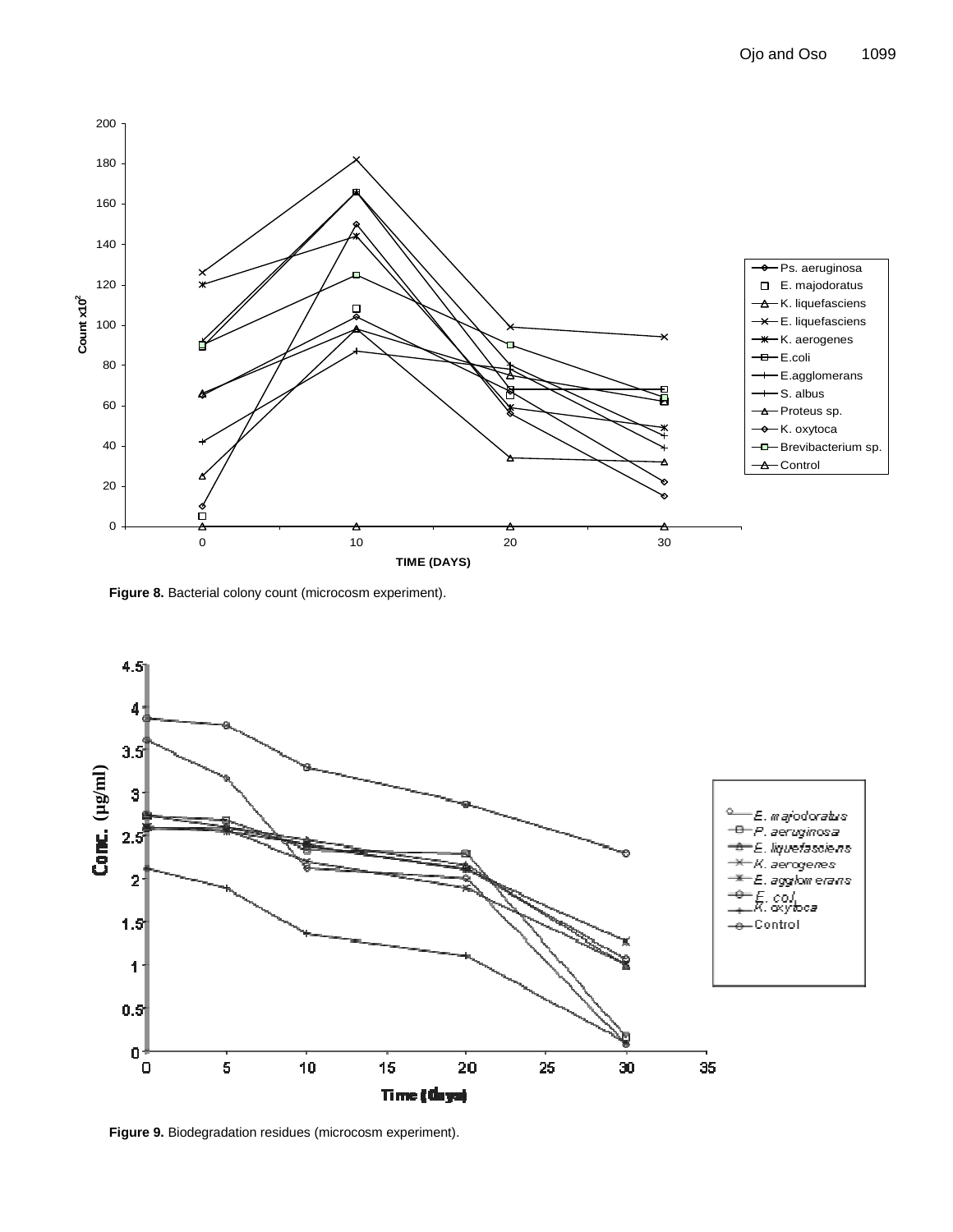**Figure 8.** Bacterial colony count (microcosm experiment).

**Figure 9.** Biodegradation residues (microcosm experiment).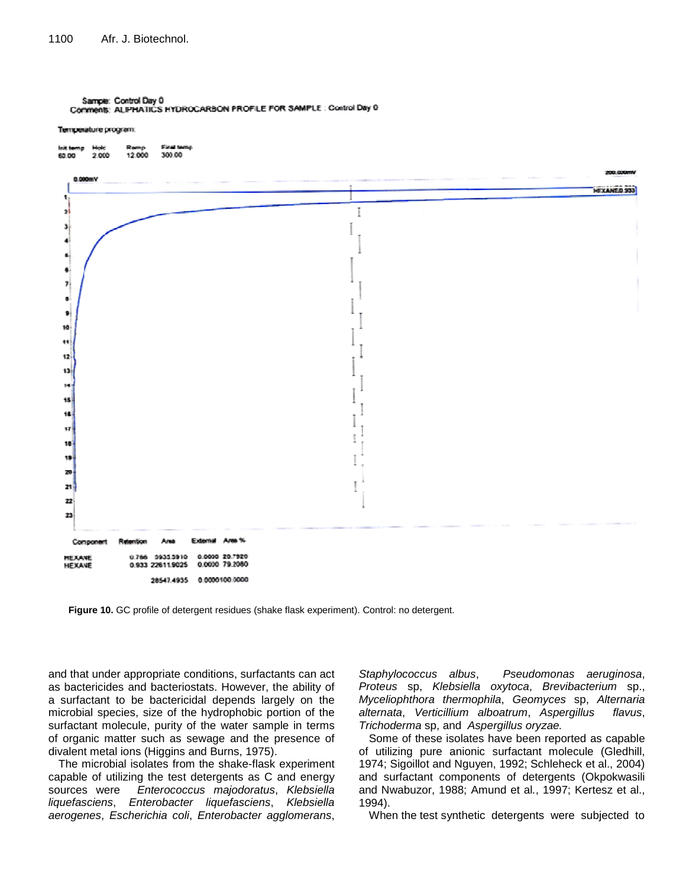Sample: Control Day 0
Comments: ALIPHATICS HYDROCARBON PROFILE FOR SAMPLE : Control Day 0

Temperature program:

| Init temp | Hold | Ramp | Final temp |
|---|---|---|---|
| 60.00 | 2.000 | 12.000 | 300.00 |

| Component | Retention | Area | External | Area % |
|---|---|---|---|---|
| HEXANE | 0.766 | 5935.5910 | 0.0000 | 20.7920 |
| HEXANE | 0.933 | 22611.9025 | 0.0000 | 79.2080 |
| | | 28547.4935 | 0.0000 | 100.0000 |

**Figure 10.** GC profile of detergent residues (shake flask experiment). Control: no detergent.

and that under appropriate conditions, surfactants can act as bactericides and bacteriostats. However, the ability of a surfactant to be bactericidal depends largely on the microbial species, size of the hydrophobic portion of the surfactant molecule, purity of the water sample in terms of organic matter such as sewage and the presence of divalent metal ions (Higgins and Burns, 1975).

The microbial isolates from the shake-flask experiment capable of utilizing the test detergents as C and energy sources were *Enterococcus majodoratus*, *Klebsiella liquefasciens*, *Enterobacter liquefasciens*, *Klebsiella aerogenes*, *Escherichia coli*, *Enterobacter agglomerans*, *Staphylococcus albus*, *Pseudomonas aeruginosa*, *Proteus* sp, *Klebsiella oxytoca*, *Brevibacterium* sp., *Myceliophthora thermophila*, *Geomyces* sp, *Alternaria alternata*, *Verticillium alboatrum*, *Aspergillus flavus*, *Trichoderma* sp, and *Aspergillus oryzae.*

Some of these isolates have been reported as capable of utilizing pure anionic surfactant molecule (Gledhill, 1974; Sigoillot and Nguyen, 1992; Schleheck et al., 2004) and surfactant components of detergents (Okpokwasili and Nwabuzor, 1988; Amund et al., 1997; Kertesz et al., 1994).

When the test synthetic detergents were subjected to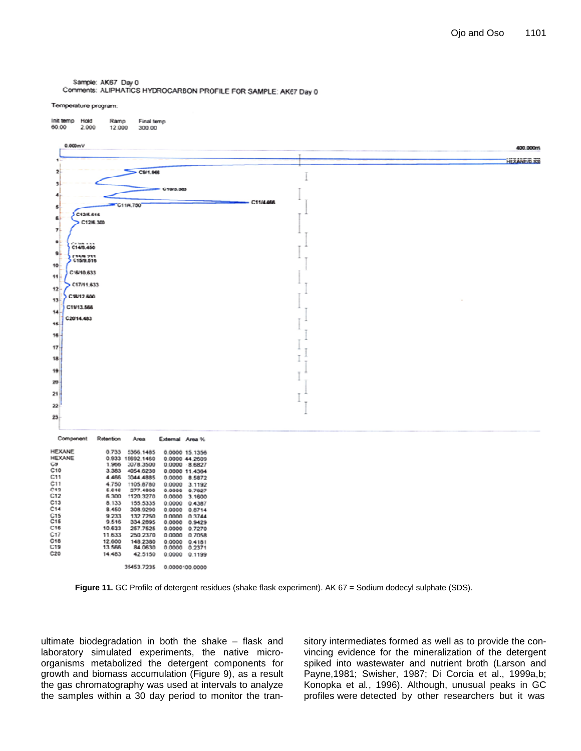Sample: AK67 Day 0

Comments: ALIPHATICS HYDROCARBON PROFILE FOR SAMPLE: AK67 Day 0

Temperature program.

| Init temp | Hold | Ramp | Final temp |
|---|---|---|---|
| 60.00 | 2.000 | 12.000 | 300.00 |

| Component | Retention | Area | External | Area % |
|---|---|---|---|---|
| HEXANE | 0.733 | 5366.1485 | 0.0000 | 15.1356 |
| HEXANE | 0.933 | 15692.1460 | 0.0000 | 44.2609 |
| C9 | 1.966 | 3078.3500 | 0.0000 | 8.6827 |
| C10 | 3.383 | 4054.6230 | 0.0000 | 11.4364 |
| C11 | 4.466 | 3044.4885 | 0.0000 | 8.5872 |
| C11 | 4.750 | 1105.8780 | 0.0000 | 3.1192 |
| C12 | 5.616 | 277.4800 | 0.0000 | 0.7827 |
| C12 | 6.300 | 1120.3270 | 0.0000 | 3.1600 |
| C13 | 8.133 | 155.5335 | 0.0000 | 0.4387 |
| C14 | 8.450 | 308.9290 | 0.0000 | 0.8714 |
| C15 | 9.233 | 132.7250 | 0.0000 | 0.3744 |
| C15 | 9.516 | 334.2895 | 0.0000 | 0.9429 |
| C16 | 10.633 | 257.7525 | 0.0000 | 0.7270 |
| C17 | 11.633 | 250.2370 | 0.0000 | 0.7058 |
| C18 | 12.600 | 148.2380 | 0.0000 | 0.4181 |
| C19 | 13.566 | 84.0630 | 0.0000 | 0.2371 |
| C20 | 14.483 | 42.5150 | 0.0000 | 0.1199 |
| | | 35453.7235 | 0.0000 | 100.0000 |

**Figure 11.** GC Profile of detergent residues (shake flask experiment). AK 67 = Sodium dodecyl sulphate (SDS).

ultimate biodegradation in both the shake – flask and laboratory simulated experiments, the native micro-organisms metabolized the detergent components for growth and biomass accumulation (Figure 9), as a result the gas chromatography was used at intervals to analyze the samples within a 30 day period to monitor the transitory intermediates formed as well as to provide the convincing evidence for the mineralization of the detergent spiked into wastewater and nutrient broth (Larson and Payne,1981; Swisher, 1987; Di Corcia et al., 1999a,b; Konopka et al., 1996). Although, unusual peaks in GC profiles were detected by other researchers but it was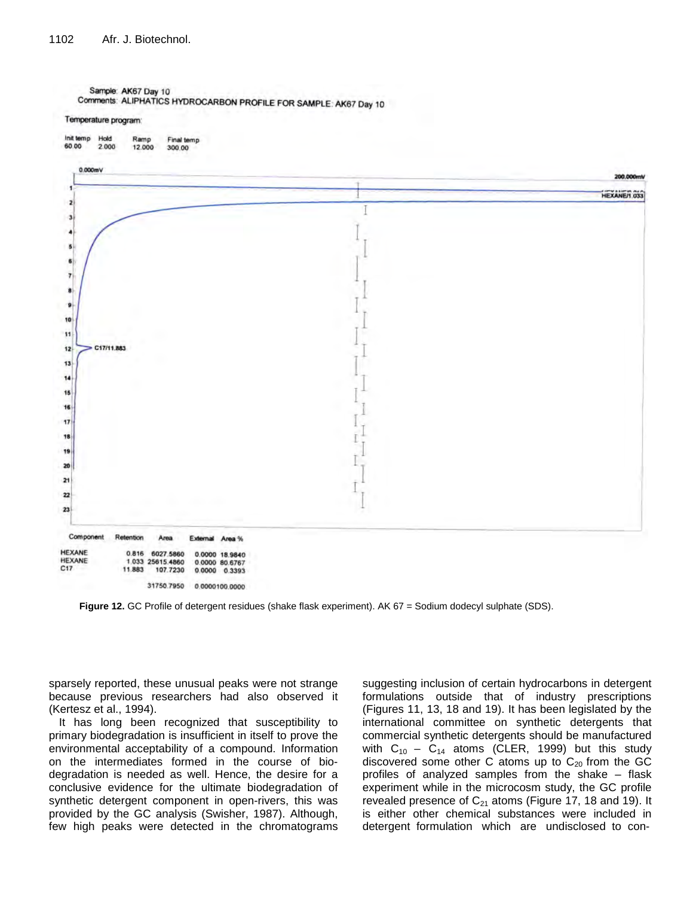Sample: AK67 Day 10
Comments: ALIPHATICS HYDROCARBON PROFILE FOR SAMPLE: AK67 Day 10

Temperature program:

| Init temp | Hold | Ramp | Final temp |
|---|---|---|---|
| 60.00 | 2.000 | 12.000 | 300.00 |

| Component | Retention | Area | External | Area % |
|---|---|---|---|---|
| HEXANE | 0.816 | 6027.5860 | 0.0000 | 18.9840 |
| HEXANE | 1.033 | 25615.4860 | 0.0000 | 80.6767 |
| C17 | 11.883 | 107.7230 | 0.0000 | 0.3393 |
| | | 31750.7950 | 0.0000 | 100.0000 |

**Figure 12.** GC Profile of detergent residues (shake flask experiment). AK 67 = Sodium dodecyl sulphate (SDS).

sparsely reported, these unusual peaks were not strange because previous researchers had also observed it (Kertesz et al., 1994).

It has long been recognized that susceptibility to primary biodegradation is insufficient in itself to prove the environmental acceptability of a compound. Information on the intermediates formed in the course of biodegradation is needed as well. Hence, the desire for a conclusive evidence for the ultimate biodegradation of synthetic detergent component in open-rivers, this was provided by the GC analysis (Swisher, 1987). Although, few high peaks were detected in the chromatograms suggesting inclusion of certain hydrocarbons in detergent formulations outside that of industry prescriptions (Figures 11, 13, 18 and 19). It has been legislated by the international committee on synthetic detergents that commercial synthetic detergents should be manufactured with $C_{10}$ – $C_{14}$ atoms (CLER, 1999) but this study discovered some other C atoms up to $C_{20}$ from the GC profiles of analyzed samples from the shake – flask experiment while in the microcosm study, the GC profile revealed presence of $C_{21}$ atoms (Figure 17, 18 and 19). It is either other chemical substances were included in detergent formulation which are undisclosed to con-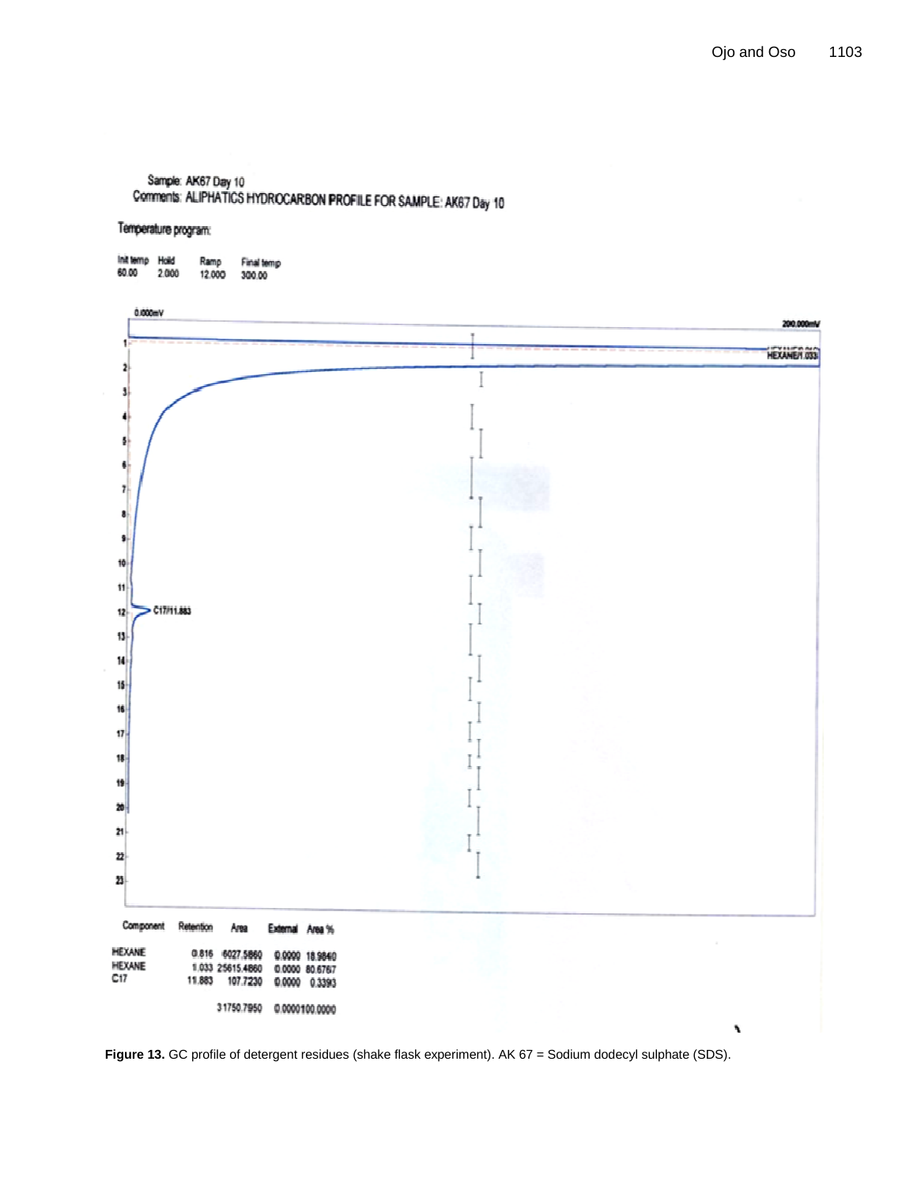Sample: AK67 Day 10

Comments: ALIPHATICS HYDROCARBON PROFILE FOR SAMPLE: AK67 Day 10

Temperature program:

| Init temp | Hold | Ramp | Final temp |
|---|---|---|---|
| 60.00 | 2.000 | 12.000 | 300.00 |

| Component | Retention | Area | External | Area % |
|---|---|---|---|---|
| HEXANE | 0.816 | 6027.5860 | 0.0000 | 18.9840 |
| HEXANE | 1.033 | 25615.4860 | 0.0000 | 80.6767 |
| C17 | 11.883 | 107.7230 | 0.0000 | 0.3393 |
| | | 31750.7950 | 0.0000 | 100.0000 |

**Figure 13.** GC profile of detergent residues (shake flask experiment). AK 67 = Sodium dodecyl sulphate (SDS).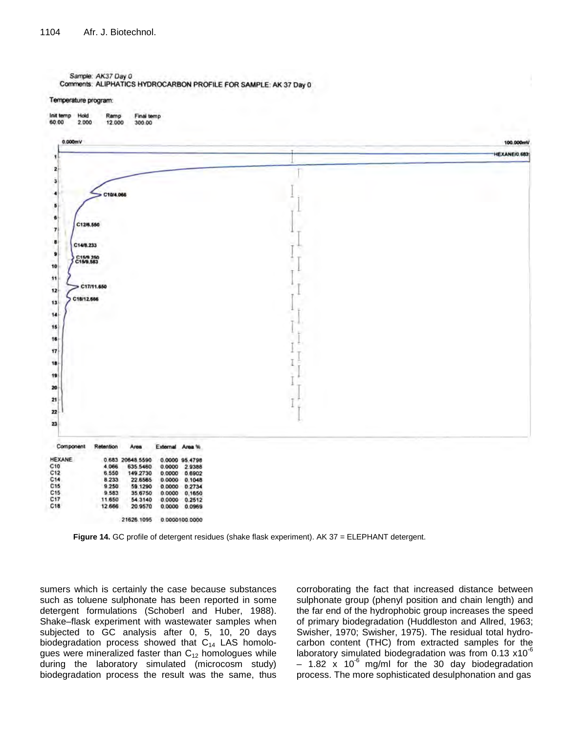Sample: AK37 Day 0
Comments: ALIPHATICS HYDROCARBON PROFILE FOR SAMPLE: AK 37 Day 0

Temperature program:

| Init temp | Hold | Ramp | Final temp |
|---|---|---|---|
| 60.00 | 2.000 | 12.000 | 300.00 |

| Component | Retention | Area | External | Area % |
|---|---|---|---|---|
| HEXANE | 0.683 | 20648.5590 | 0.0000 | 95.4798 |
| C10 | 4.066 | 635.5460 | 0.0000 | 2.9388 |
| C12 | 6.550 | 149.2730 | 0.0000 | 0.6902 |
| C14 | 8.233 | 22.6565 | 0.0000 | 0.1048 |
| C15 | 9.250 | 59.1290 | 0.0000 | 0.2734 |
| C15 | 9.583 | 35.6750 | 0.0000 | 0.1650 |
| C17 | 11.650 | 54.3140 | 0.0000 | 0.2512 |
| C18 | 12.666 | 20.9570 | 0.0000 | 0.0969 |
| | | 21626.1095 | 0.0000 | 100.0000 |

**Figure 14.** GC profile of detergent residues (shake flask experiment). AK 37 = ELEPHANT detergent.

sumers which is certainly the case because substances such as toluene sulphonate has been reported in some detergent formulations (Schoberl and Huber, 1988). Shake–flask experiment with wastewater samples when subjected to GC analysis after 0, 5, 10, 20 days biodegradation process showed that $C_{14}$ LAS homologues were mineralized faster than $C_{12}$ homologues while during the laboratory simulated (microcosm study) biodegradation process the result was the same, thus corroborating the fact that increased distance between sulphonate group (phenyl position and chain length) and the far end of the hydrophobic group increases the speed of primary biodegradation (Huddleston and Allred, 1963; Swisher, 1970; Swisher, 1975). The residual total hydrocarbon content (THC) from extracted samples for the laboratory simulated biodegradation was from $0.13 \times 10^{-6}$ – $1.82 \times 10^{-6}$ mg/ml for the 30 day biodegradation process. The more sophisticated desulphonation and gas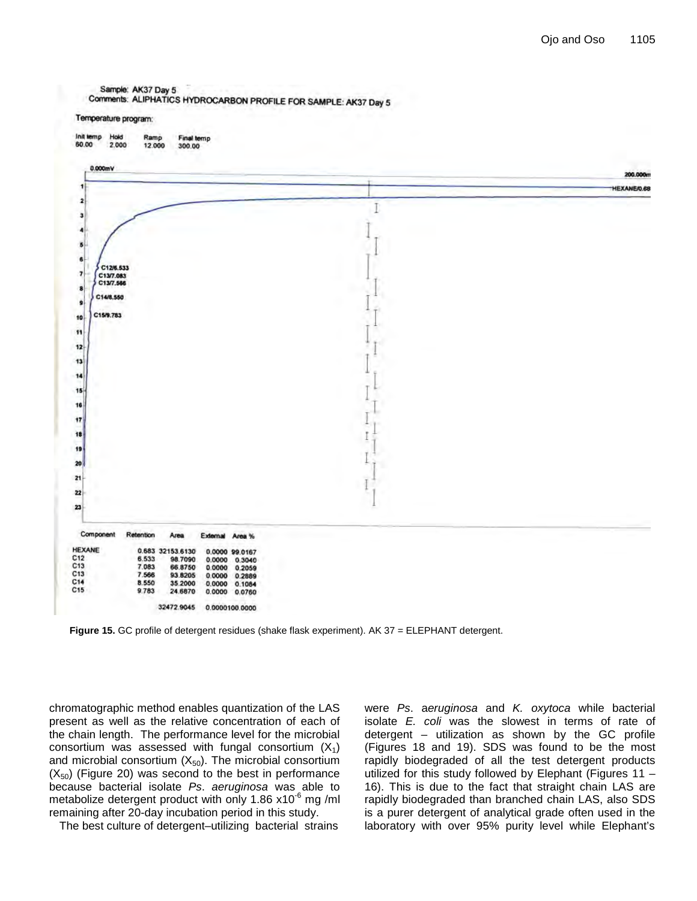Sample: AK37 Day 5
Comments: ALIPHATICS HYDROCARBON PROFILE FOR SAMPLE: AK37 Day 5

Temperature program:

| Init temp | Hold | Ramp | Final temp |
|---|---|---|---|
| 60.00 | 2.000 | 12.000 | 300.00 |

| Component | Retention | Area | External | Area % |
|---|---|---|---|---|
| HEXANE | 0.683 | 32153.6130 | 0.0000 | 99.0167 |
| C12 | 6.533 | 98.7090 | 0.0000 | 0.3040 |
| C13 | 7.083 | 66.8750 | 0.0000 | 0.2059 |
| C13 | 7.566 | 93.8205 | 0.0000 | 0.2889 |
| C14 | 8.550 | 35.2000 | 0.0000 | 0.1084 |
| C15 | 9.783 | 24.6870 | 0.0000 | 0.0760 |
| | | 32472.9045 | 0.0000 | 100.0000 |

**Figure 15.** GC profile of detergent residues (shake flask experiment). AK 37 = ELEPHANT detergent.

chromatographic method enables quantization of the LAS present as well as the relative concentration of each of the chain length. The performance level for the microbial consortium was assessed with fungal consortium ($X_1$) and microbial consortium ($X_{50}$). The microbial consortium ($X_{50}$) (Figure 20) was second to the best in performance because bacterial isolate *Ps. aeruginosa* was able to metabolize detergent product with only 1.86 $\times 10^{-6}$ mg /ml remaining after 20-day incubation period in this study.

The best culture of detergent–utilizing bacterial strains were *Ps. aeruginosa* and *K. oxytoca* while bacterial isolate *E. coli* was the slowest in terms of rate of detergent – utilization as shown by the GC profile (Figures 18 and 19). SDS was found to be the most rapidly biodegraded of all the test detergent products utilized for this study followed by Elephant (Figures 11 – 16). This is due to the fact that straight chain LAS are rapidly biodegraded than branched chain LAS, also SDS is a purer detergent of analytical grade often used in the laboratory with over 95% purity level while Elephant's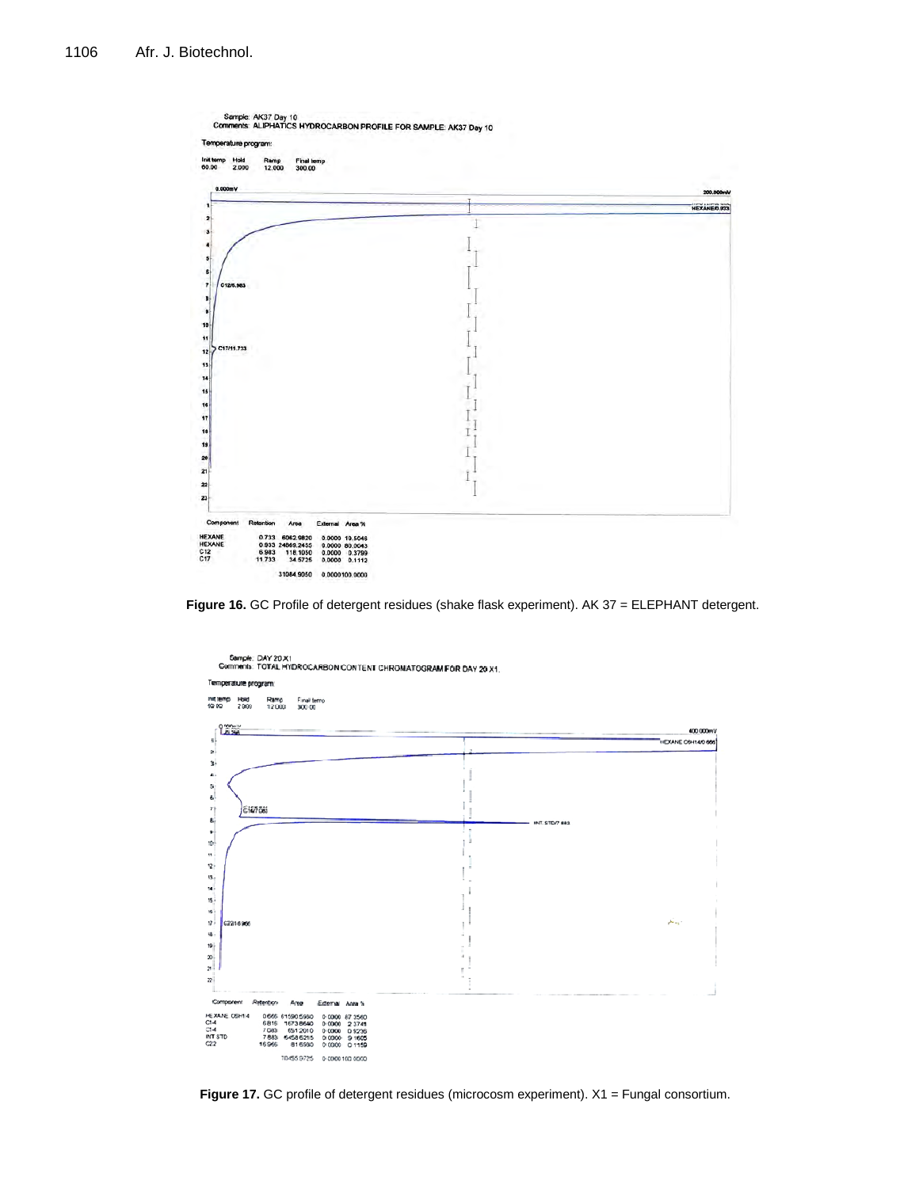Sample: AK37 Day 10
Comments: ALIPHATICS HYDROCARBON PROFILE FOR SAMPLE: AK37 Day 10

Temperature program:

| Init temp | Hold | Ramp | Final temp |
|---|---|---|---|
| 60.00 | 2.000 | 12.000 | 300.00 |

| Component | Retention | Area | External | Area % |
|---|---|---|---|---|
| HEXANE | 0.733 | 6062.9820 | 0.0000 | 19.5046 |
| HEXANE | 0.933 | 24869.2455 | 0.0000 | 80.0043 |
| C12 | 6.983 | 118.1050 | 0.0000 | 0.3799 |
| C17 | 11.733 | 34.5725 | 0.0000 | 0.1112 |
| | | 31084.9050 | 0.0000 | 100.0000 |

**Figure 16.** GC Profile of detergent residues (shake flask experiment). AK 37 = ELEPHANT detergent.

Sample: DAY 20 X1
Comments: TOTAL HYDROCARBON CONTENT CHROMATOGRAM FOR DAY 20 X1.

Temperature program:

| Init temp | Hold | Ramp | Final temp |
|---|---|---|---|
| 60.00 | 2.000 | 12.000 | 300.00 |

| Component | Retention | Area | External | Area % |
|---|---|---|---|---|
| HEXANE C6H14 | 0.666 | 61590.5930 | 0.0000 | 87.3560 |
| C14 | 6.816 | 1673.8640 | 0.0000 | 2.3741 |
| C14 | 7.083 | 651.2010 | 0.0000 | 0.9236 |
| INT STD | 7.883 | 6458.6215 | 0.0000 | 9.1605 |
| C22 | 16.966 | 81.6930 | 0.0000 | 0.1159 |
| | | 70455.9725 | 0.0000 | 100.0000 |

**Figure 17.** GC profile of detergent residues (microcosm experiment). X1 = Fungal consortium.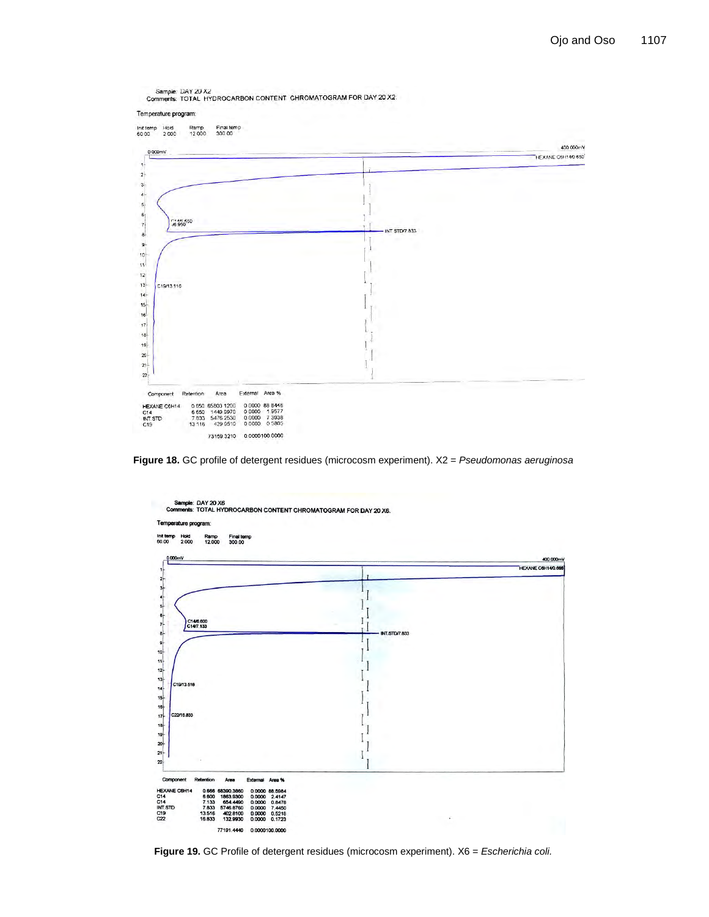Sample: DAY 20 X2
Comments: TOTAL HYDROCARBON CONTENT CHROMATOGRAM FOR DAY 20 X2.

Temperature program:

| Init temp | Hold | Ramp | Final temp |
|---|---|---|---|
| 60.00 | 2.000 | 12.000 | 300.00 |

| Component | Retention | Area | External | Area % |
|---|---|---|---|---|
| HEXANE C6H14 | 0.650 | 65803.1200 | 0.0000 | 88.8445 |
| C14 | 6.650 | 1449.9970 | 0.0000 | 1.9577 |
| INT STD | 7.833 | 5476.2530 | 0.0000 | 7.3938 |
| C19 | 13.116 | 429.9510 | 0.0000 | 0.5805 |
| | | 73159.3210 | 0.0000 | 100.0000 |

**Figure 18.** GC profile of detergent residues (microcosm experiment). X2 = *Pseudomonas aeruginosa*

Sample: DAY 20 X6
Comments: TOTAL HYDROCARBON CONTENT CHROMATOGRAM FOR DAY 20 X6.

Temperature program:

| Init temp | Hold | Ramp | Final temp |
|---|---|---|---|
| 60.00 | 2.000 | 12.000 | 300.00 |

| Component | Retention | Area | External | Area % |
|---|---|---|---|---|
| HEXANE C6H14 | 0.666 | 68390.3860 | 0.0000 | 88.5984 |
| C14 | 6.600 | 1863.9300 | 0.0000 | 2.4147 |
| C14 | 7.133 | 654.4490 | 0.0000 | 0.8478 |
| INT STD | 7.833 | 5746.8760 | 0.0000 | 7.4450 |
| C19 | 13.516 | 402.8100 | 0.0000 | 0.5218 |
| C22 | 16.833 | 132.9930 | 0.0000 | 0.1723 |
| | | 77191.4440 | 0.0000 | 100.0000 |

**Figure 19.** GC Profile of detergent residues (microcosm experiment). X6 = *Escherichia coli.*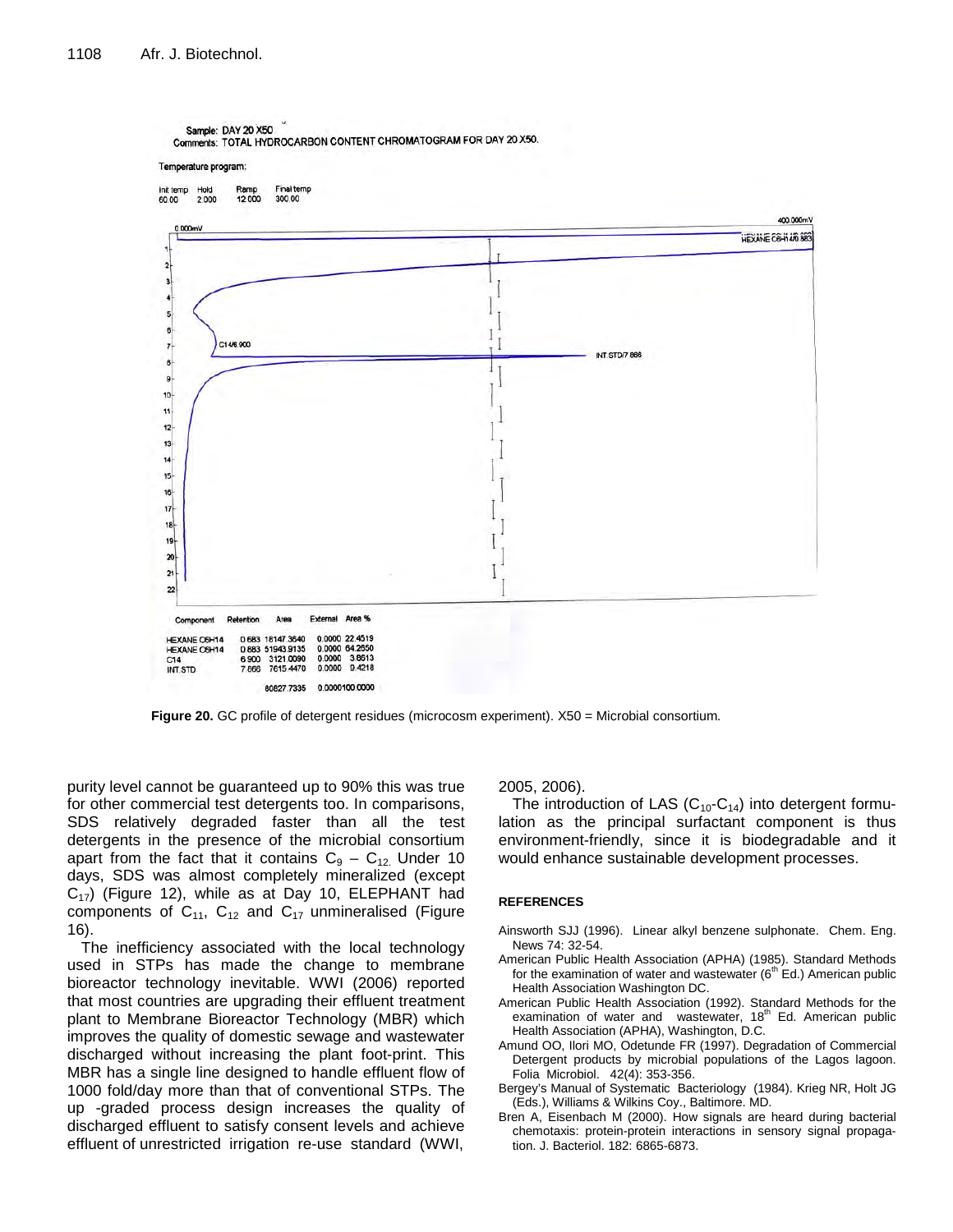Sample: DAY 20 X50

Comments: TOTAL HYDROCARBON CONTENT CHROMATOGRAM FOR DAY 20 X50.

Temperature program:

| Init temp | Hold | Ramp | Final temp |
|---|---|---|---|
| 60.00 | 2.000 | 12.000 | 300.00 |

| Component | Retention | Area | External | Area % |
|---|---|---|---|---|
| HEXANE C6H14 | 0.683 | 18147.3640 | 0.0000 | 22.4519 |
| HEXANE C6H14 | 0.883 | 51943.9135 | 0.0000 | 64.2650 |
| C14 | 6.900 | 3121.0090 | 0.0000 | 3.8613 |
| INT.STD | 7.866 | 7615.4470 | 0.0000 | 9.4218 |
| | | 80827.7335 | 0.0000 | 100.0000 |

**Figure 20.** GC profile of detergent residues (microcosm experiment). X50 = Microbial consortium.

purity level cannot be guaranteed up to 90% this was true for other commercial test detergents too. In comparisons, SDS relatively degraded faster than all the test detergents in the presence of the microbial consortium apart from the fact that it contains $C_9$ – $C_{12}$. Under 10 days, SDS was almost completely mineralized (except $C_{17}$) (Figure 12), while as at Day 10, ELEPHANT had components of $C_{11}$, $C_{12}$ and $C_{17}$ unmineralised (Figure 16).

The inefficiency associated with the local technology used in STPs has made the change to membrane bioreactor technology inevitable. WWI (2006) reported that most countries are upgrading their effluent treatment plant to Membrane Bioreactor Technology (MBR) which improves the quality of domestic sewage and wastewater discharged without increasing the plant foot-print. This MBR has a single line designed to handle effluent flow of 1000 fold/day more than that of conventional STPs. The up -graded process design increases the quality of discharged effluent to satisfy consent levels and achieve effluent of unrestricted irrigation re-use standard (WWI, 2005, 2006).

The introduction of LAS ($C_{10}$-$C_{14}$) into detergent formulation as the principal surfactant component is thus environment-friendly, since it is biodegradable and it would enhance sustainable development processes.

## REFERENCES

Ainsworth SJJ (1996). Linear alkyl benzene sulphonate. Chem. Eng. News 74: 32-54.

American Public Health Association (APHA) (1985). Standard Methods for the examination of water and wastewater (6th Ed.) American public Health Association Washington DC.

American Public Health Association (1992). Standard Methods for the examination of water and wastewater, 18th Ed. American public Health Association (APHA), Washington, D.C.

Amund OO, Ilori MO, Odetunde FR (1997). Degradation of Commercial Detergent products by microbial populations of the Lagos lagoon. Folia Microbiol. 42(4): 353-356.

Bergey's Manual of Systematic Bacteriology (1984). Krieg NR, Holt JG (Eds.), Williams & Wilkins Coy., Baltimore. MD.

Bren A, Eisenbach M (2000). How signals are heard during bacterial chemotaxis: protein-protein interactions in sensory signal propagation. J. Bacteriol. 182: 6865-6873.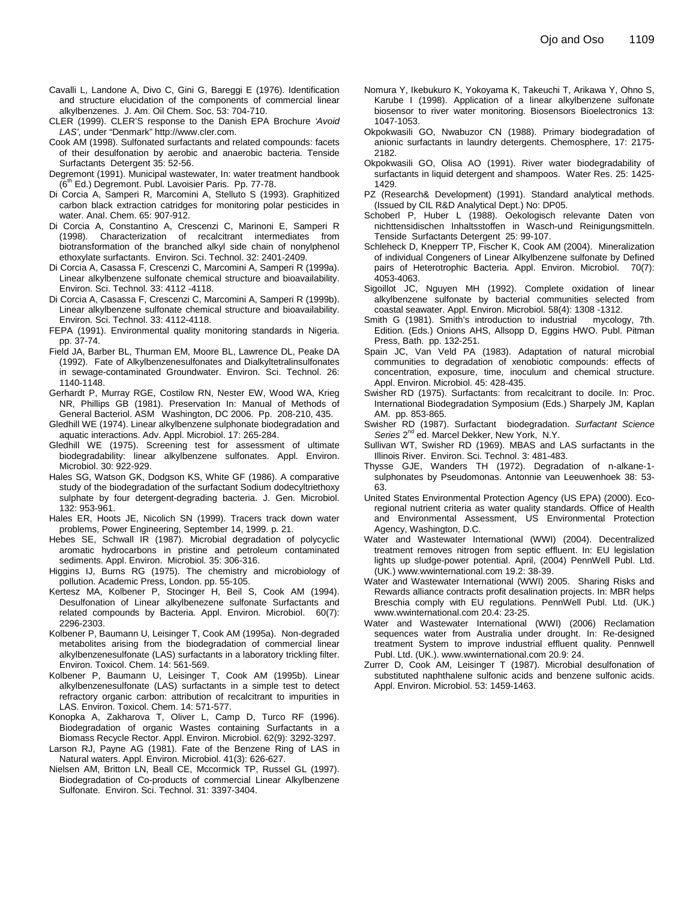Cavalli L, Landone A, Divo C, Gini G, Bareggi E (1976). Identification and structure elucidation of the components of commercial linear alkylbenzenes. J. Am. Oil Chem. Soc. 53: 704-710.

CLER (1999). CLER'S response to the Danish EPA Brochure *'Avoid LAS'*, under "Denmark" http://www.cler.com.

Cook AM (1998). Sulfonated surfactants and related compounds: facets of their desulfonation by aerobic and anaerobic bacteria. Tenside Surfactants Detergent 35: 52-56.

Degremont (1991). Municipal wastewater, In: water treatment handbook (6th Ed.) Degremont. Publ. Lavoisier Paris. Pp. 77-78.

Di Corcia A, Samperi R, Marcomini A, Stelluto S (1993). Graphitized carbon black extraction catridges for monitoring polar pesticides in water. Anal. Chem. 65: 907-912.

Di Corcia A, Constantino A, Crescenzi C, Marinoni E, Samperi R (1998). Characterization of recalcitrant intermediates from biotransformation of the branched alkyl side chain of nonylphenol ethoxylate surfactants. Environ. Sci. Technol. 32: 2401-2409.

Di Corcia A, Casassa F, Crescenzi C, Marcomini A, Samperi R (1999a). Linear alkylbenzene sulfonate chemical structure and bioavailability. Environ. Sci. Technol. 33: 4112 -4118.

Di Corcia A, Casassa F, Crescenzi C, Marcomini A, Samperi R (1999b). Linear alkylbenzene sulfonate chemical structure and bioavailability. Environ. Sci. Technol. 33: 4112-4118.

FEPA (1991). Environmental quality monitoring standards in Nigeria. pp. 37-74.

Field JA, Barber BL, Thurman EM, Moore BL, Lawrence DL, Peake DA (1992). Fate of Alkylbenzenesulfonates and Dialkyltetralinsulfonates in sewage-contaminated Groundwater. Environ. Sci. Technol. 26: 1140-1148.

Gerhardt P, Murray RGE, Costilow RN, Nester EW, Wood WA, Krieg NR, Phillips GB (1981). Preservation In: Manual of Methods of General Bacteriol. ASM Washington, DC 2006. Pp. 208-210, 435.

Gledhill WE (1974). Linear alkylbenzene sulphonate biodegradation and aquatic interactions. Adv. Appl. Microbiol. 17: 265-284.

Gledhill WE (1975). Screening test for assessment of ultimate biodegradability: linear alkylbenzene sulfonates. Appl. Environ. Microbiol. 30: 922-929.

Hales SG, Watson GK, Dodgson KS, White GF (1986). A comparative study of the biodegradation of the surfactant Sodium dodecyltriethoxy sulphate by four detergent-degrading bacteria. J. Gen. Microbiol. 132: 953-961.

Hales ER, Hoots JE, Nicolich SN (1999). Tracers track down water problems, Power Engineering, September 14, 1999. p. 21.

Hebes SE, Schwall IR (1987). Microbial degradation of polycyclic aromatic hydrocarbons in pristine and petroleum contaminated sediments. Appl. Environ. Microbiol. 35: 306-316.

Higgins IJ, Burns RG (1975). The chemistry and microbiology of pollution. Academic Press, London. pp. 55-105.

Kertesz MA, Kolbener P, Stocinger H, Beil S, Cook AM (1994). Desulfonation of Linear alkylbenezene sulfonate Surfactants and related compounds by Bacteria. Appl. Environ. Microbiol. 60(7): 2296-2303.

Kolbener P, Baumann U, Leisinger T, Cook AM (1995a). Non-degraded metabolites arising from the biodegradation of commercial linear alkylbenzenesulfonate (LAS) surfactants in a laboratory trickling filter. Environ. Toxicol. Chem. 14: 561-569.

Kolbener P, Baumann U, Leisinger T, Cook AM (1995b). Linear alkylbenzenesulfonate (LAS) surfactants in a simple test to detect refractory organic carbon: attribution of recalcitrant to impurities in LAS. Environ. Toxicol. Chem. 14: 571-577.

Konopka A, Zakharova T, Oliver L, Camp D, Turco RF (1996). Biodegradation of organic Wastes containing Surfactants in a Biomass Recycle Rector. Appl. Environ. Microbiol. 62(9): 3292-3297.

Larson RJ, Payne AG (1981). Fate of the Benzene Ring of LAS in Natural waters. Appl. Environ. Microbiol. 41(3): 626-627.

Nielsen AM, Britton LN, Beall CE, Mccormick TP, Russel GL (1997). Biodegradation of Co-products of commercial Linear Alkylbenzene Sulfonate. Environ. Sci. Technol. 31: 3397-3404.

Nomura Y, Ikebukuro K, Yokoyama K, Takeuchi T, Arikawa Y, Ohno S, Karube I (1998). Application of a linear alkylbenzene sulfonate biosensor to river water monitoring. Biosensors Bioelectronics 13: 1047-1053.

Okpokwasili GO, Nwabuzor CN (1988). Primary biodegradation of anionic surfactants in laundry detergents. Chemosphere, 17: 2175-2182.

Okpokwasili GO, Olisa AO (1991). River water biodegradability of surfactants in liquid detergent and shampoos. Water Res. 25: 1425-1429.

PZ (Research& Development) (1991). Standard analytical methods. (Issued by CIL R&D Analytical Dept.) No: DP05.

Schoberl P, Huber L (1988). Oekologisch relevante Daten von nichttensidischen Inhaltsstoffen in Wasch-und Reinigungsmitteln. Tenside Surfactants Detergent 25: 99-107.

Schleheck D, Knepperr TP, Fischer K, Cook AM (2004). Mineralization of individual Congeners of Linear Alkylbenzene sulfonate by Defined pairs of Heterotrophic Bacteria. Appl. Environ. Microbiol. 70(7): 4053-4063.

Sigoillot JC, Nguyen MH (1992). Complete oxidation of linear alkylbenzene sulfonate by bacterial communities selected from coastal seawater. Appl. Environ. Microbiol. 58(4): 1308 -1312.

Smith G (1981). Smith's introduction to industrial mycology, 7th. Edition. (Eds.) Onions AHS, Allsopp D, Eggins HWO. Publ. Pitman Press, Bath. pp. 132-251.

Spain JC, Van Veld PA (1983). Adaptation of natural microbial communities to degradation of xenobiotic compounds: effects of concentration, exposure, time, inoculum and chemical structure. Appl. Environ. Microbiol. 45: 428-435.

Swisher RD (1975). Surfactants: from recalcitrant to docile. In: Proc. International Biodegradation Symposium (Eds.) Sharpely JM, Kaplan AM. pp. 853-865.

Swisher RD (1987). Surfactant biodegradation. *Surfactant Science Series* 2nd ed. Marcel Dekker, New York, N.Y.

Sullivan WT, Swisher RD (1969). MBAS and LAS surfactants in the Illinois River. Environ. Sci. Technol. 3: 481-483.

Thysse GJE, Wanders TH (1972). Degradation of n-alkane-1-sulphonates by Pseudomonas. Antonnie van Leeuwenhoek 38: 53-63.

United States Environmental Protection Agency (US EPA) (2000). Eco-regional nutrient criteria as water quality standards. Office of Health and Environmental Assessment, US Environmental Protection Agency, Washington, D.C.

Water and Wastewater International (WWI) (2004). Decentralized treatment removes nitrogen from septic effluent. In: EU legislation lights up sludge-power potential. April, (2004) PennWell Publ. Ltd. (UK.) www.wwinternational.com 19.2: 38-39.

Water and Wastewater International (WWI) 2005. Sharing Risks and Rewards alliance contracts profit desalination projects. In: MBR helps Breschia comply with EU regulations. PennWell Publ. Ltd. (UK.) www.wwinternational.com 20.4: 23-25.

Water and Wastewater International (WWI) (2006) Reclamation sequences water from Australia under drought. In: Re-designed treatment System to improve industrial effluent quality. Pennwell Publ. Ltd. (UK.). www.wwinternational.com 20.9: 24.

Zurrer D, Cook AM, Leisinger T (1987). Microbial desulfonation of substituted naphthalene sulfonic acids and benzene sulfonic acids. Appl. Environ. Microbiol. 53: 1459-1463.